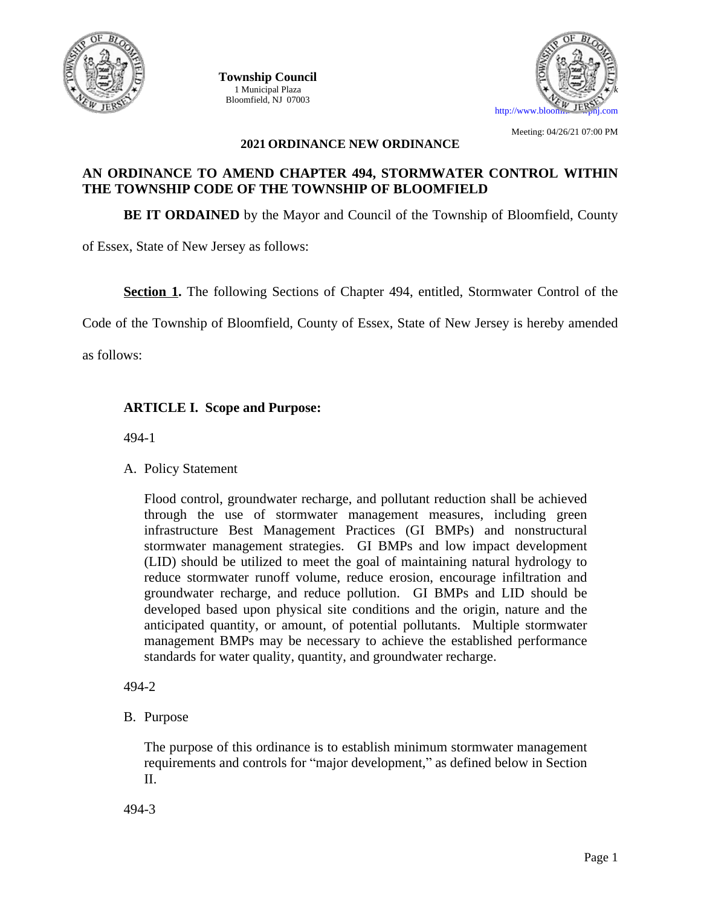**Township Council**
1 Municipal Plaza
Bloomfield, NJ 07003

http://www.bloomfieldtwpnj.com

Meeting: 04/26/21 07:00 PM

**2021 ORDINANCE NEW ORDINANCE**

# AN ORDINANCE TO AMEND CHAPTER 494, STORMWATER CONTROL WITHIN THE TOWNSHIP CODE OF THE TOWNSHIP OF BLOOMFIELD

**BE IT ORDAINED** by the Mayor and Council of the Township of Bloomfield, County of Essex, State of New Jersey as follows:

**Section 1.** The following Sections of Chapter 494, entitled, Stormwater Control of the Code of the Township of Bloomfield, County of Essex, State of New Jersey is hereby amended as follows:

## ARTICLE I. Scope and Purpose:

494-1

A. Policy Statement

Flood control, groundwater recharge, and pollutant reduction shall be achieved through the use of stormwater management measures, including green infrastructure Best Management Practices (GI BMPs) and nonstructural stormwater management strategies. GI BMPs and low impact development (LID) should be utilized to meet the goal of maintaining natural hydrology to reduce stormwater runoff volume, reduce erosion, encourage infiltration and groundwater recharge, and reduce pollution. GI BMPs and LID should be developed based upon physical site conditions and the origin, nature and the anticipated quantity, or amount, of potential pollutants. Multiple stormwater management BMPs may be necessary to achieve the established performance standards for water quality, quantity, and groundwater recharge.

494-2

B. Purpose

The purpose of this ordinance is to establish minimum stormwater management requirements and controls for "major development," as defined below in Section II.

494-3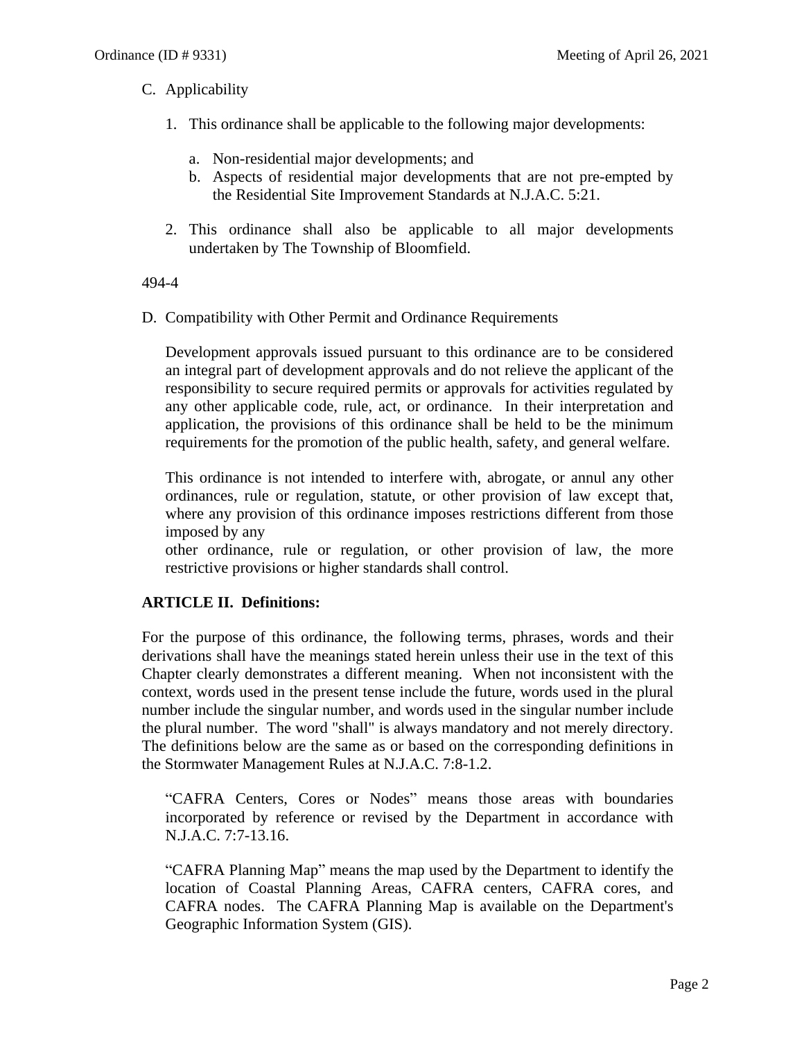C. Applicability

1. This ordinance shall be applicable to the following major developments:

   a. Non-residential major developments; and
   b. Aspects of residential major developments that are not pre-empted by the Residential Site Improvement Standards at N.J.A.C. 5:21.

2. This ordinance shall also be applicable to all major developments undertaken by The Township of Bloomfield.

494-4

D. Compatibility with Other Permit and Ordinance Requirements

Development approvals issued pursuant to this ordinance are to be considered an integral part of development approvals and do not relieve the applicant of the responsibility to secure required permits or approvals for activities regulated by any other applicable code, rule, act, or ordinance. In their interpretation and application, the provisions of this ordinance shall be held to be the minimum requirements for the promotion of the public health, safety, and general welfare.

This ordinance is not intended to interfere with, abrogate, or annul any other ordinances, rule or regulation, statute, or other provision of law except that, where any provision of this ordinance imposes restrictions different from those imposed by any other ordinance, rule or regulation, or other provision of law, the more restrictive provisions or higher standards shall control.

**ARTICLE II. Definitions:**

For the purpose of this ordinance, the following terms, phrases, words and their derivations shall have the meanings stated herein unless their use in the text of this Chapter clearly demonstrates a different meaning. When not inconsistent with the context, words used in the present tense include the future, words used in the plural number include the singular number, and words used in the singular number include the plural number. The word "shall" is always mandatory and not merely directory. The definitions below are the same as or based on the corresponding definitions in the Stormwater Management Rules at N.J.A.C. 7:8-1.2.

"CAFRA Centers, Cores or Nodes" means those areas with boundaries incorporated by reference or revised by the Department in accordance with N.J.A.C. 7:7-13.16.

"CAFRA Planning Map" means the map used by the Department to identify the location of Coastal Planning Areas, CAFRA centers, CAFRA cores, and CAFRA nodes. The CAFRA Planning Map is available on the Department's Geographic Information System (GIS).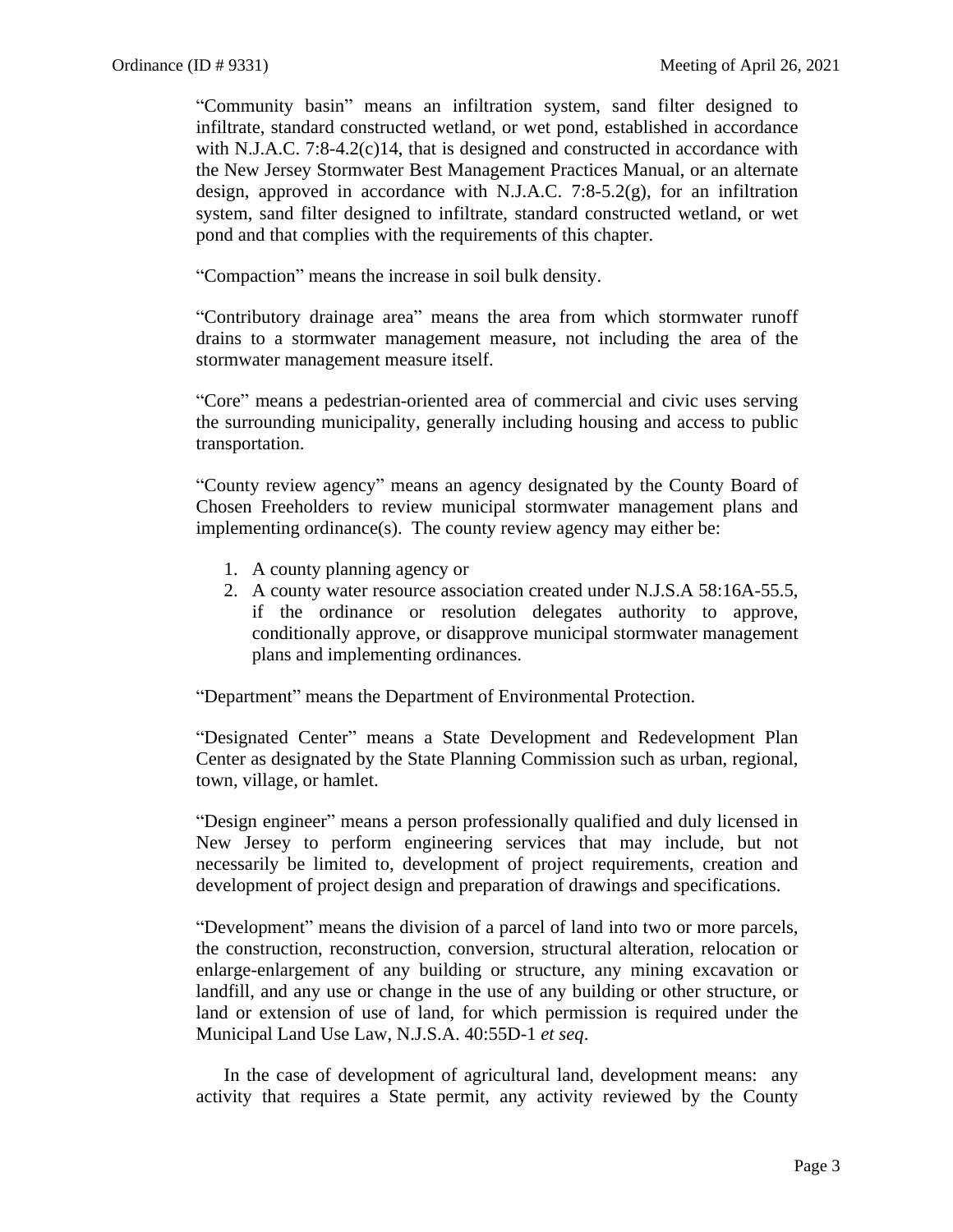“Community basin” means an infiltration system, sand filter designed to infiltrate, standard constructed wetland, or wet pond, established in accordance with N.J.A.C. 7:8-4.2(c)14, that is designed and constructed in accordance with the New Jersey Stormwater Best Management Practices Manual, or an alternate design, approved in accordance with N.J.A.C. 7:8-5.2(g), for an infiltration system, sand filter designed to infiltrate, standard constructed wetland, or wet pond and that complies with the requirements of this chapter.

“Compaction” means the increase in soil bulk density.

“Contributory drainage area” means the area from which stormwater runoff drains to a stormwater management measure, not including the area of the stormwater management measure itself.

“Core” means a pedestrian-oriented area of commercial and civic uses serving the surrounding municipality, generally including housing and access to public transportation.

“County review agency” means an agency designated by the County Board of Chosen Freeholders to review municipal stormwater management plans and implementing ordinance(s). The county review agency may either be:

1. A county planning agency or
2. A county water resource association created under N.J.S.A 58:16A-55.5, if the ordinance or resolution delegates authority to approve, conditionally approve, or disapprove municipal stormwater management plans and implementing ordinances.

“Department” means the Department of Environmental Protection.

“Designated Center” means a State Development and Redevelopment Plan Center as designated by the State Planning Commission such as urban, regional, town, village, or hamlet.

“Design engineer” means a person professionally qualified and duly licensed in New Jersey to perform engineering services that may include, but not necessarily be limited to, development of project requirements, creation and development of project design and preparation of drawings and specifications.

“Development” means the division of a parcel of land into two or more parcels, the construction, reconstruction, conversion, structural alteration, relocation or enlarge-enlargement of any building or structure, any mining excavation or landfill, and any use or change in the use of any building or other structure, or land or extension of use of land, for which permission is required under the Municipal Land Use Law, N.J.S.A. 40:55D-1 *et seq*.

In the case of development of agricultural land, development means: any activity that requires a State permit, any activity reviewed by the County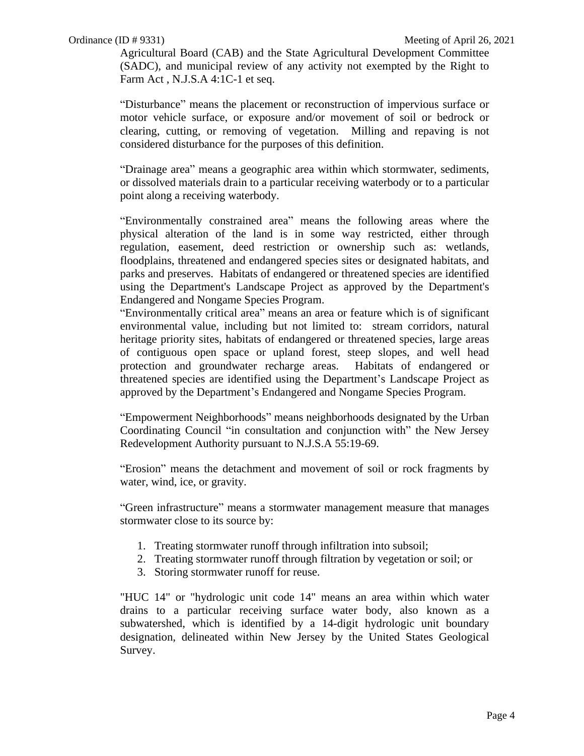Agricultural Board (CAB) and the State Agricultural Development Committee (SADC), and municipal review of any activity not exempted by the Right to Farm Act , N.J.S.A 4:1C-1 et seq.

“Disturbance” means the placement or reconstruction of impervious surface or motor vehicle surface, or exposure and/or movement of soil or bedrock or clearing, cutting, or removing of vegetation. Milling and repaving is not considered disturbance for the purposes of this definition.

“Drainage area” means a geographic area within which stormwater, sediments, or dissolved materials drain to a particular receiving waterbody or to a particular point along a receiving waterbody.

“Environmentally constrained area” means the following areas where the physical alteration of the land is in some way restricted, either through regulation, easement, deed restriction or ownership such as: wetlands, floodplains, threatened and endangered species sites or designated habitats, and parks and preserves. Habitats of endangered or threatened species are identified using the Department's Landscape Project as approved by the Department's Endangered and Nongame Species Program.

“Environmentally critical area” means an area or feature which is of significant environmental value, including but not limited to: stream corridors, natural heritage priority sites, habitats of endangered or threatened species, large areas of contiguous open space or upland forest, steep slopes, and well head protection and groundwater recharge areas. Habitats of endangered or threatened species are identified using the Department’s Landscape Project as approved by the Department’s Endangered and Nongame Species Program.

“Empowerment Neighborhoods” means neighborhoods designated by the Urban Coordinating Council “in consultation and conjunction with” the New Jersey Redevelopment Authority pursuant to N.J.S.A 55:19-69.

“Erosion” means the detachment and movement of soil or rock fragments by water, wind, ice, or gravity.

“Green infrastructure” means a stormwater management measure that manages stormwater close to its source by:

1. Treating stormwater runoff through infiltration into subsoil;
2. Treating stormwater runoff through filtration by vegetation or soil; or
3. Storing stormwater runoff for reuse.

"HUC 14" or "hydrologic unit code 14" means an area within which water drains to a particular receiving surface water body, also known as a subwatershed, which is identified by a 14-digit hydrologic unit boundary designation, delineated within New Jersey by the United States Geological Survey.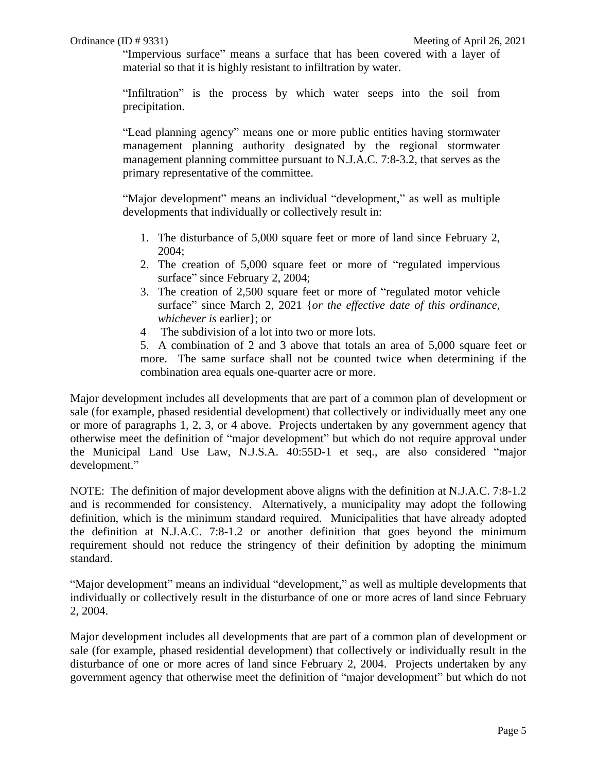"Impervious surface" means a surface that has been covered with a layer of material so that it is highly resistant to infiltration by water.

"Infiltration" is the process by which water seeps into the soil from precipitation.

"Lead planning agency" means one or more public entities having stormwater management planning authority designated by the regional stormwater management planning committee pursuant to N.J.A.C. 7:8-3.2, that serves as the primary representative of the committee.

"Major development" means an individual "development," as well as multiple developments that individually or collectively result in:

1. The disturbance of 5,000 square feet or more of land since February 2, 2004;
2. The creation of 5,000 square feet or more of "regulated impervious surface" since February 2, 2004;
3. The creation of 2,500 square feet or more of "regulated motor vehicle surface" since March 2, 2021 {*or the effective date of this ordinance, whichever is* earlier}; or
4. The subdivision of a lot into two or more lots.
5. A combination of 2 and 3 above that totals an area of 5,000 square feet or more. The same surface shall not be counted twice when determining if the combination area equals one-quarter acre or more.

Major development includes all developments that are part of a common plan of development or sale (for example, phased residential development) that collectively or individually meet any one or more of paragraphs 1, 2, 3, or 4 above. Projects undertaken by any government agency that otherwise meet the definition of "major development" but which do not require approval under the Municipal Land Use Law, N.J.S.A. 40:55D-1 et seq., are also considered "major development."

NOTE: The definition of major development above aligns with the definition at N.J.A.C. 7:8-1.2 and is recommended for consistency. Alternatively, a municipality may adopt the following definition, which is the minimum standard required. Municipalities that have already adopted the definition at N.J.A.C. 7:8-1.2 or another definition that goes beyond the minimum requirement should not reduce the stringency of their definition by adopting the minimum standard.

"Major development" means an individual "development," as well as multiple developments that individually or collectively result in the disturbance of one or more acres of land since February 2, 2004.

Major development includes all developments that are part of a common plan of development or sale (for example, phased residential development) that collectively or individually result in the disturbance of one or more acres of land since February 2, 2004. Projects undertaken by any government agency that otherwise meet the definition of "major development" but which do not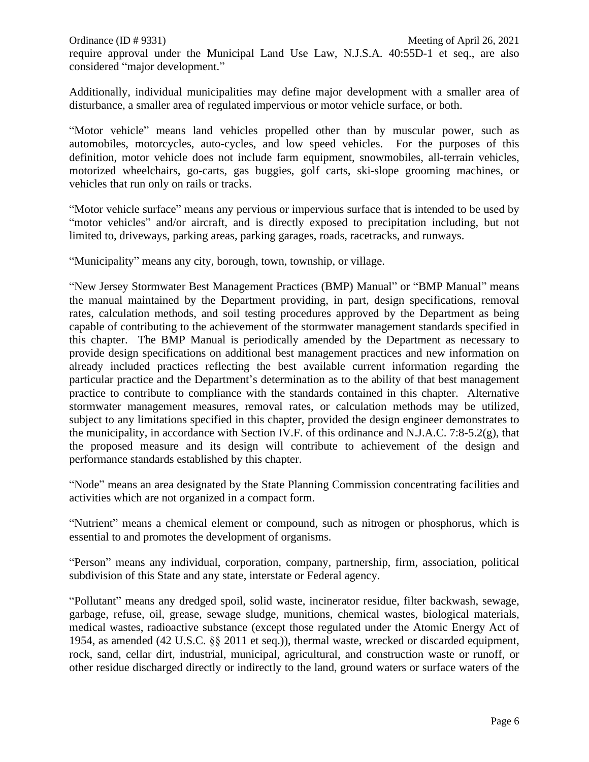require approval under the Municipal Land Use Law, N.J.S.A. 40:55D-1 et seq., are also considered "major development."

Additionally, individual municipalities may define major development with a smaller area of disturbance, a smaller area of regulated impervious or motor vehicle surface, or both.

"Motor vehicle" means land vehicles propelled other than by muscular power, such as automobiles, motorcycles, auto-cycles, and low speed vehicles. For the purposes of this definition, motor vehicle does not include farm equipment, snowmobiles, all-terrain vehicles, motorized wheelchairs, go-carts, gas buggies, golf carts, ski-slope grooming machines, or vehicles that run only on rails or tracks.

"Motor vehicle surface" means any pervious or impervious surface that is intended to be used by "motor vehicles" and/or aircraft, and is directly exposed to precipitation including, but not limited to, driveways, parking areas, parking garages, roads, racetracks, and runways.

"Municipality" means any city, borough, town, township, or village.

"New Jersey Stormwater Best Management Practices (BMP) Manual" or "BMP Manual" means the manual maintained by the Department providing, in part, design specifications, removal rates, calculation methods, and soil testing procedures approved by the Department as being capable of contributing to the achievement of the stormwater management standards specified in this chapter. The BMP Manual is periodically amended by the Department as necessary to provide design specifications on additional best management practices and new information on already included practices reflecting the best available current information regarding the particular practice and the Department's determination as to the ability of that best management practice to contribute to compliance with the standards contained in this chapter. Alternative stormwater management measures, removal rates, or calculation methods may be utilized, subject to any limitations specified in this chapter, provided the design engineer demonstrates to the municipality, in accordance with Section IV.F. of this ordinance and N.J.A.C. 7:8-5.2(g), that the proposed measure and its design will contribute to achievement of the design and performance standards established by this chapter.

"Node" means an area designated by the State Planning Commission concentrating facilities and activities which are not organized in a compact form.

"Nutrient" means a chemical element or compound, such as nitrogen or phosphorus, which is essential to and promotes the development of organisms.

"Person" means any individual, corporation, company, partnership, firm, association, political subdivision of this State and any state, interstate or Federal agency.

"Pollutant" means any dredged spoil, solid waste, incinerator residue, filter backwash, sewage, garbage, refuse, oil, grease, sewage sludge, munitions, chemical wastes, biological materials, medical wastes, radioactive substance (except those regulated under the Atomic Energy Act of 1954, as amended (42 U.S.C. §§ 2011 et seq.)), thermal waste, wrecked or discarded equipment, rock, sand, cellar dirt, industrial, municipal, agricultural, and construction waste or runoff, or other residue discharged directly or indirectly to the land, ground waters or surface waters of the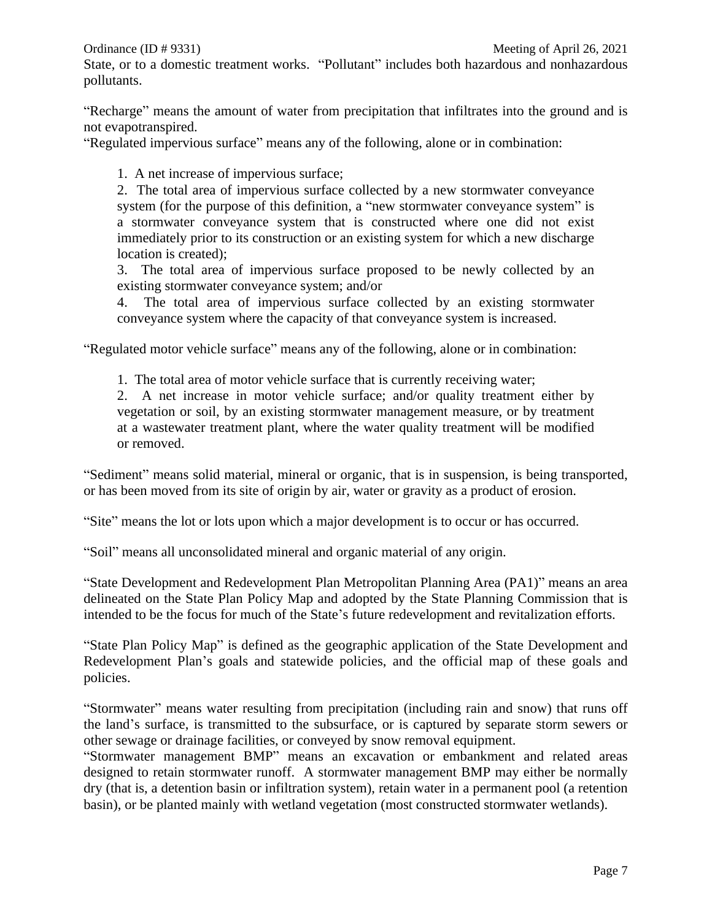State, or to a domestic treatment works. "Pollutant" includes both hazardous and nonhazardous pollutants.

"Recharge" means the amount of water from precipitation that infiltrates into the ground and is not evapotranspired.

"Regulated impervious surface" means any of the following, alone or in combination:

1. A net increase of impervious surface;
2. The total area of impervious surface collected by a new stormwater conveyance system (for the purpose of this definition, a "new stormwater conveyance system" is a stormwater conveyance system that is constructed where one did not exist immediately prior to its construction or an existing system for which a new discharge location is created);
3. The total area of impervious surface proposed to be newly collected by an existing stormwater conveyance system; and/or
4. The total area of impervious surface collected by an existing stormwater conveyance system where the capacity of that conveyance system is increased.

"Regulated motor vehicle surface" means any of the following, alone or in combination:

1. The total area of motor vehicle surface that is currently receiving water;
2. A net increase in motor vehicle surface; and/or quality treatment either by vegetation or soil, by an existing stormwater management measure, or by treatment at a wastewater treatment plant, where the water quality treatment will be modified or removed.

"Sediment" means solid material, mineral or organic, that is in suspension, is being transported, or has been moved from its site of origin by air, water or gravity as a product of erosion.

"Site" means the lot or lots upon which a major development is to occur or has occurred.

"Soil" means all unconsolidated mineral and organic material of any origin.

"State Development and Redevelopment Plan Metropolitan Planning Area (PA1)" means an area delineated on the State Plan Policy Map and adopted by the State Planning Commission that is intended to be the focus for much of the State's future redevelopment and revitalization efforts.

"State Plan Policy Map" is defined as the geographic application of the State Development and Redevelopment Plan's goals and statewide policies, and the official map of these goals and policies.

"Stormwater" means water resulting from precipitation (including rain and snow) that runs off the land's surface, is transmitted to the subsurface, or is captured by separate storm sewers or other sewage or drainage facilities, or conveyed by snow removal equipment.

"Stormwater management BMP" means an excavation or embankment and related areas designed to retain stormwater runoff. A stormwater management BMP may either be normally dry (that is, a detention basin or infiltration system), retain water in a permanent pool (a retention basin), or be planted mainly with wetland vegetation (most constructed stormwater wetlands).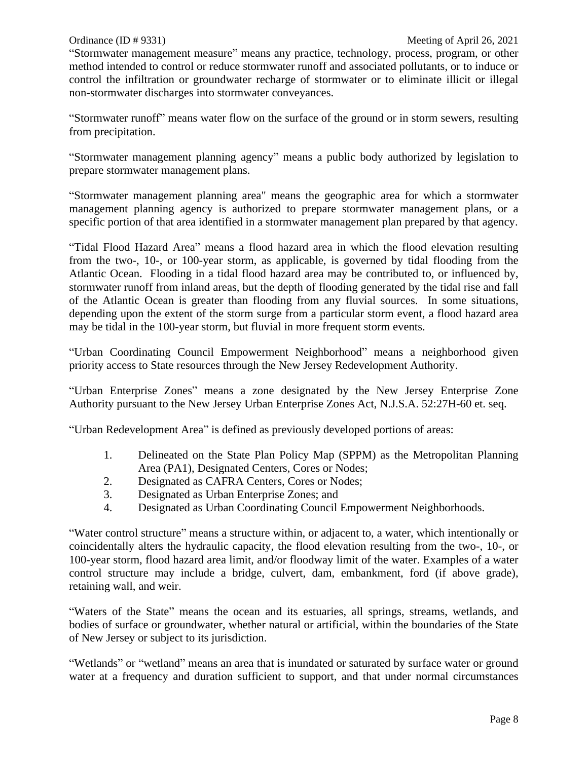“Stormwater management measure” means any practice, technology, process, program, or other method intended to control or reduce stormwater runoff and associated pollutants, or to induce or control the infiltration or groundwater recharge of stormwater or to eliminate illicit or illegal non-stormwater discharges into stormwater conveyances.

“Stormwater runoff” means water flow on the surface of the ground or in storm sewers, resulting from precipitation.

“Stormwater management planning agency” means a public body authorized by legislation to prepare stormwater management plans.

“Stormwater management planning area" means the geographic area for which a stormwater management planning agency is authorized to prepare stormwater management plans, or a specific portion of that area identified in a stormwater management plan prepared by that agency.

“Tidal Flood Hazard Area” means a flood hazard area in which the flood elevation resulting from the two-, 10-, or 100-year storm, as applicable, is governed by tidal flooding from the Atlantic Ocean. Flooding in a tidal flood hazard area may be contributed to, or influenced by, stormwater runoff from inland areas, but the depth of flooding generated by the tidal rise and fall of the Atlantic Ocean is greater than flooding from any fluvial sources. In some situations, depending upon the extent of the storm surge from a particular storm event, a flood hazard area may be tidal in the 100-year storm, but fluvial in more frequent storm events.

“Urban Coordinating Council Empowerment Neighborhood” means a neighborhood given priority access to State resources through the New Jersey Redevelopment Authority.

“Urban Enterprise Zones” means a zone designated by the New Jersey Enterprise Zone Authority pursuant to the New Jersey Urban Enterprise Zones Act, N.J.S.A. 52:27H-60 et. seq.

“Urban Redevelopment Area” is defined as previously developed portions of areas:

1. Delineated on the State Plan Policy Map (SPPM) as the Metropolitan Planning Area (PA1), Designated Centers, Cores or Nodes;
2. Designated as CAFRA Centers, Cores or Nodes;
3. Designated as Urban Enterprise Zones; and
4. Designated as Urban Coordinating Council Empowerment Neighborhoods.

“Water control structure” means a structure within, or adjacent to, a water, which intentionally or coincidentally alters the hydraulic capacity, the flood elevation resulting from the two-, 10-, or 100-year storm, flood hazard area limit, and/or floodway limit of the water. Examples of a water control structure may include a bridge, culvert, dam, embankment, ford (if above grade), retaining wall, and weir.

“Waters of the State” means the ocean and its estuaries, all springs, streams, wetlands, and bodies of surface or groundwater, whether natural or artificial, within the boundaries of the State of New Jersey or subject to its jurisdiction.

“Wetlands” or “wetland” means an area that is inundated or saturated by surface water or ground water at a frequency and duration sufficient to support, and that under normal circumstances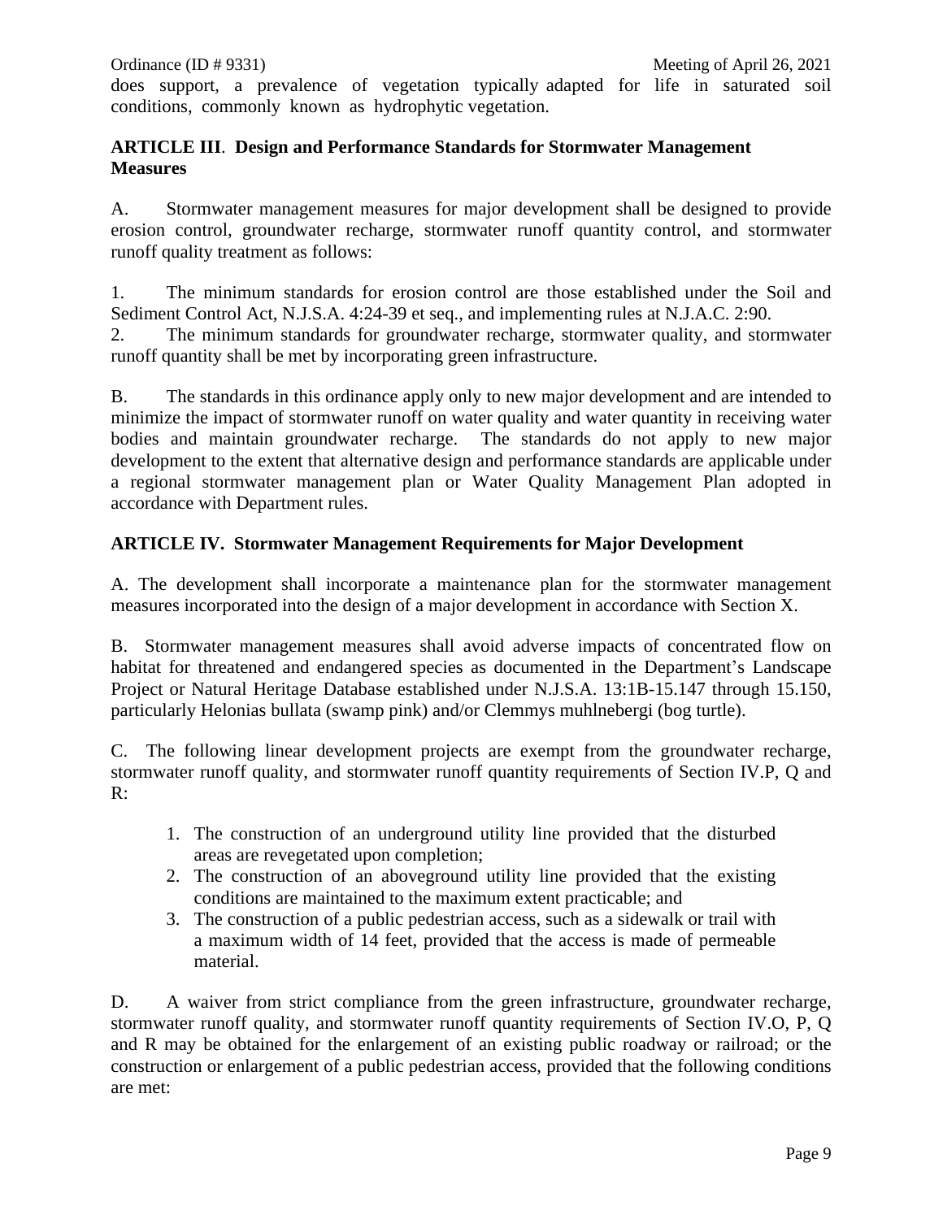does support, a prevalence of vegetation typically adapted for life in saturated soil conditions, commonly known as hydrophytic vegetation.

## ARTICLE III. Design and Performance Standards for Stormwater Management Measures

A. Stormwater management measures for major development shall be designed to provide erosion control, groundwater recharge, stormwater runoff quantity control, and stormwater runoff quality treatment as follows:

1. The minimum standards for erosion control are those established under the Soil and Sediment Control Act, N.J.S.A. 4:24-39 et seq., and implementing rules at N.J.A.C. 2:90.
2. The minimum standards for groundwater recharge, stormwater quality, and stormwater runoff quantity shall be met by incorporating green infrastructure.

B. The standards in this ordinance apply only to new major development and are intended to minimize the impact of stormwater runoff on water quality and water quantity in receiving water bodies and maintain groundwater recharge. The standards do not apply to new major development to the extent that alternative design and performance standards are applicable under a regional stormwater management plan or Water Quality Management Plan adopted in accordance with Department rules.

## ARTICLE IV. Stormwater Management Requirements for Major Development

A. The development shall incorporate a maintenance plan for the stormwater management measures incorporated into the design of a major development in accordance with Section X.

B. Stormwater management measures shall avoid adverse impacts of concentrated flow on habitat for threatened and endangered species as documented in the Department's Landscape Project or Natural Heritage Database established under N.J.S.A. 13:1B-15.147 through 15.150, particularly Helonias bullata (swamp pink) and/or Clemmys muhlnebergi (bog turtle).

C. The following linear development projects are exempt from the groundwater recharge, stormwater runoff quality, and stormwater runoff quantity requirements of Section IV.P, Q and R:

1. The construction of an underground utility line provided that the disturbed areas are revegetated upon completion;
2. The construction of an aboveground utility line provided that the existing conditions are maintained to the maximum extent practicable; and
3. The construction of a public pedestrian access, such as a sidewalk or trail with a maximum width of 14 feet, provided that the access is made of permeable material.

D. A waiver from strict compliance from the green infrastructure, groundwater recharge, stormwater runoff quality, and stormwater runoff quantity requirements of Section IV.O, P, Q and R may be obtained for the enlargement of an existing public roadway or railroad; or the construction or enlargement of a public pedestrian access, provided that the following conditions are met: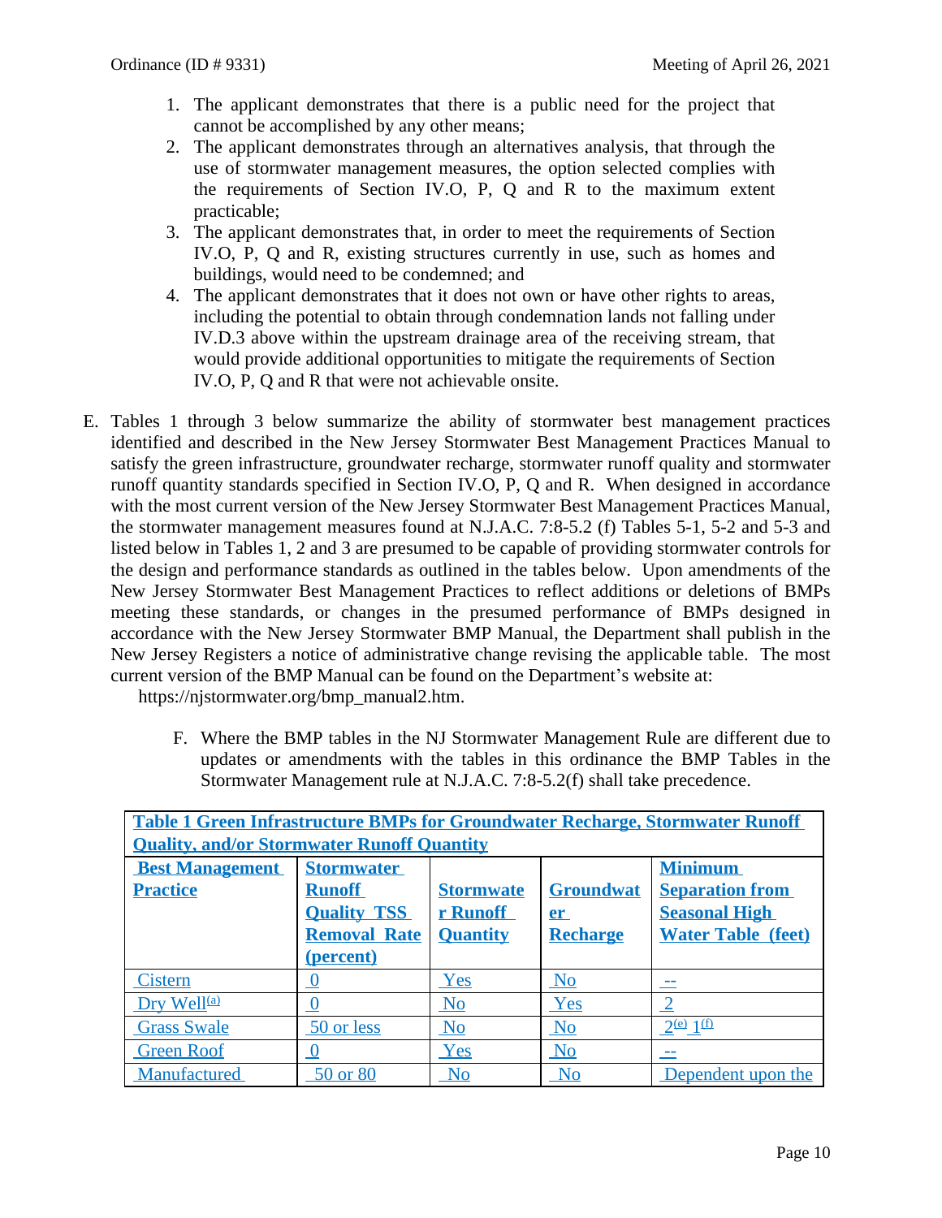1. The applicant demonstrates that there is a public need for the project that cannot be accomplished by any other means;
2. The applicant demonstrates through an alternatives analysis, that through the use of stormwater management measures, the option selected complies with the requirements of Section IV.O, P, Q and R to the maximum extent practicable;
3. The applicant demonstrates that, in order to meet the requirements of Section IV.O, P, Q and R, existing structures currently in use, such as homes and buildings, would need to be condemned; and
4. The applicant demonstrates that it does not own or have other rights to areas, including the potential to obtain through condemnation lands not falling under IV.D.3 above within the upstream drainage area of the receiving stream, that would provide additional opportunities to mitigate the requirements of Section IV.O, P, Q and R that were not achievable onsite.

E. Tables 1 through 3 below summarize the ability of stormwater best management practices identified and described in the New Jersey Stormwater Best Management Practices Manual to satisfy the green infrastructure, groundwater recharge, stormwater runoff quality and stormwater runoff quantity standards specified in Section IV.O, P, Q and R. When designed in accordance with the most current version of the New Jersey Stormwater Best Management Practices Manual, the stormwater management measures found at N.J.A.C. 7:8-5.2 (f) Tables 5-1, 5-2 and 5-3 and listed below in Tables 1, 2 and 3 are presumed to be capable of providing stormwater controls for the design and performance standards as outlined in the tables below. Upon amendments of the New Jersey Stormwater Best Management Practices to reflect additions or deletions of BMPs meeting these standards, or changes in the presumed performance of BMPs designed in accordance with the New Jersey Stormwater BMP Manual, the Department shall publish in the New Jersey Registers a notice of administrative change revising the applicable table. The most current version of the BMP Manual can be found on the Department's website at:
https://njstormwater.org/bmp_manual2.htm.

F. Where the BMP tables in the NJ Stormwater Management Rule are different due to updates or amendments with the tables in this ordinance the BMP Tables in the Stormwater Management rule at N.J.A.C. 7:8-5.2(f) shall take precedence.

**Table 1 Green Infrastructure BMPs for Groundwater Recharge, Stormwater Runoff Quality, and/or Stormwater Runoff Quantity**

| Best Management Practice | Stormwater Runoff Quality TSS Removal Rate (percent) | Stormwater Runoff Quantity | Groundwater Recharge | Minimum Separation from Seasonal High Water Table (feet) |
|---|---|---|---|---|
| Cistern | 0 | Yes | No | -- |
| Dry Well[(a)] | 0 | No | Yes | 2 |
| Grass Swale | 50 or less | No | No | 2[(e)] 1[(f)] |
| Green Roof | 0 | Yes | No | -- |
| Manufactured | 50 or 80 | No | No | Dependent upon the |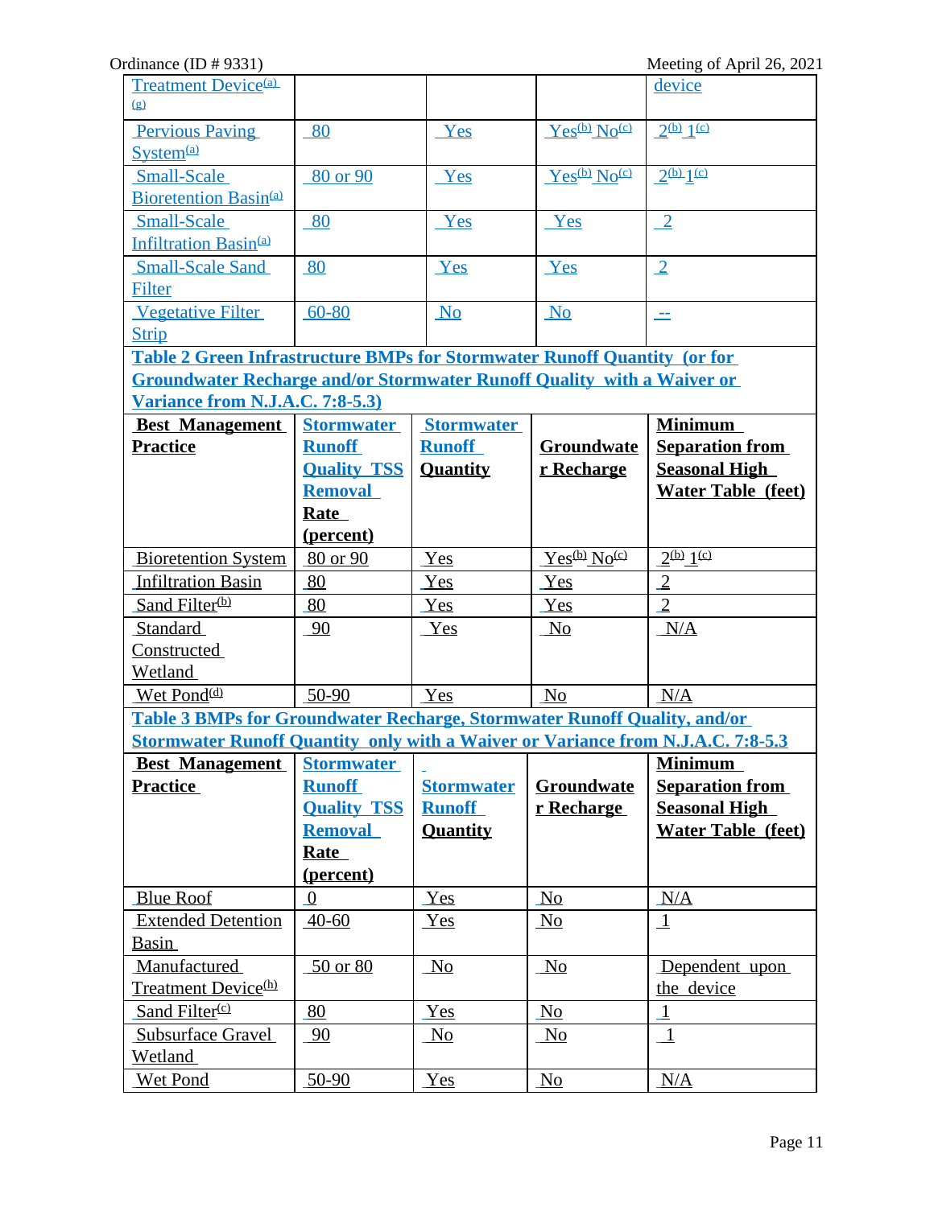| Treatment Device[a] [g] | | | | device |
|---|---|---|---|---|
| Pervious Paving System[a] | 80 | Yes | Yes[b] No[c] | 2[b] 1[c] |
| Small-Scale Bioretention Basin[a] | 80 or 90 | Yes | Yes[b] No[c] | 2[b] 1[c] |
| Small-Scale Infiltration Basin[a] | 80 | Yes | Yes | 2 |
| Small-Scale Sand Filter | 80 | Yes | Yes | 2 |
| Vegetative Filter Strip | 60-80 | No | No | -- |

**Table 2 Green Infrastructure BMPs for Stormwater Runoff Quantity (or for Groundwater Recharge and/or Stormwater Runoff Quality with a Waiver or Variance from N.J.A.C. 7:8-5.3)**

| Best Management Practice | Stormwater Runoff Quality TSS Removal Rate (percent) | Stormwater Runoff Quantity | Groundwater Recharge | Minimum Separation from Seasonal High Water Table (feet) |
|---|---|---|---|---|
| Bioretention System | 80 or 90 | Yes | Yes[b] No[c] | 2[b] 1[c] |
| Infiltration Basin | 80 | Yes | Yes | 2 |
| Sand Filter[b] | 80 | Yes | Yes | 2 |
| Standard Constructed Wetland | 90 | Yes | No | N/A |
| Wet Pond[d] | 50-90 | Yes | No | N/A |

**Table 3 BMPs for Groundwater Recharge, Stormwater Runoff Quality, and/or Stormwater Runoff Quantity only with a Waiver or Variance from N.J.A.C. 7:8-5.3**

| Best Management Practice | Stormwater Runoff Quality TSS Removal Rate (percent) | Stormwater Runoff Quantity | Groundwater Recharge | Minimum Separation from Seasonal High Water Table (feet) |
|---|---|---|---|---|
| Blue Roof | 0 | Yes | No | N/A |
| Extended Detention Basin | 40-60 | Yes | No | 1 |
| Manufactured Treatment Device[h] | 50 or 80 | No | No | Dependent upon the device |
| Sand Filter[c] | 80 | Yes | No | 1 |
| Subsurface Gravel Wetland | 90 | No | No | 1 |
| Wet Pond | 50-90 | Yes | No | N/A |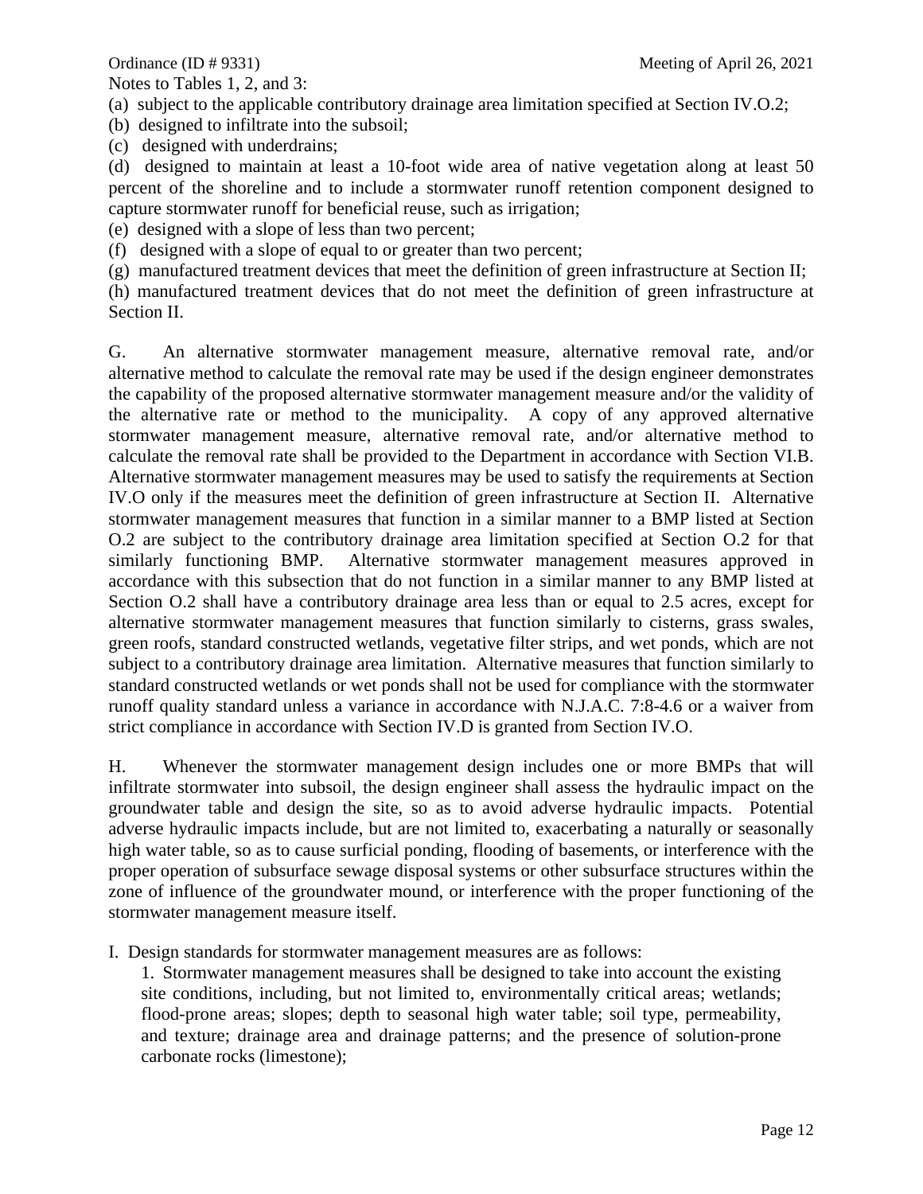Notes to Tables 1, 2, and 3:

(a) subject to the applicable contributory drainage area limitation specified at Section IV.O.2;

(b) designed to infiltrate into the subsoil;

(c) designed with underdrains;

(d) designed to maintain at least a 10-foot wide area of native vegetation along at least 50 percent of the shoreline and to include a stormwater runoff retention component designed to capture stormwater runoff for beneficial reuse, such as irrigation;

(e) designed with a slope of less than two percent;

(f) designed with a slope of equal to or greater than two percent;

(g) manufactured treatment devices that meet the definition of green infrastructure at Section II;

(h) manufactured treatment devices that do not meet the definition of green infrastructure at Section II.

G. An alternative stormwater management measure, alternative removal rate, and/or alternative method to calculate the removal rate may be used if the design engineer demonstrates the capability of the proposed alternative stormwater management measure and/or the validity of the alternative rate or method to the municipality. A copy of any approved alternative stormwater management measure, alternative removal rate, and/or alternative method to calculate the removal rate shall be provided to the Department in accordance with Section VI.B. Alternative stormwater management measures may be used to satisfy the requirements at Section IV.O only if the measures meet the definition of green infrastructure at Section II. Alternative stormwater management measures that function in a similar manner to a BMP listed at Section O.2 are subject to the contributory drainage area limitation specified at Section O.2 for that similarly functioning BMP. Alternative stormwater management measures approved in accordance with this subsection that do not function in a similar manner to any BMP listed at Section O.2 shall have a contributory drainage area less than or equal to 2.5 acres, except for alternative stormwater management measures that function similarly to cisterns, grass swales, green roofs, standard constructed wetlands, vegetative filter strips, and wet ponds, which are not subject to a contributory drainage area limitation. Alternative measures that function similarly to standard constructed wetlands or wet ponds shall not be used for compliance with the stormwater runoff quality standard unless a variance in accordance with N.J.A.C. 7:8-4.6 or a waiver from strict compliance in accordance with Section IV.D is granted from Section IV.O.

H. Whenever the stormwater management design includes one or more BMPs that will infiltrate stormwater into subsoil, the design engineer shall assess the hydraulic impact on the groundwater table and design the site, so as to avoid adverse hydraulic impacts. Potential adverse hydraulic impacts include, but are not limited to, exacerbating a naturally or seasonally high water table, so as to cause surficial ponding, flooding of basements, or interference with the proper operation of subsurface sewage disposal systems or other subsurface structures within the zone of influence of the groundwater mound, or interference with the proper functioning of the stormwater management measure itself.

I. Design standards for stormwater management measures are as follows:

1. Stormwater management measures shall be designed to take into account the existing site conditions, including, but not limited to, environmentally critical areas; wetlands; flood-prone areas; slopes; depth to seasonal high water table; soil type, permeability, and texture; drainage area and drainage patterns; and the presence of solution-prone carbonate rocks (limestone);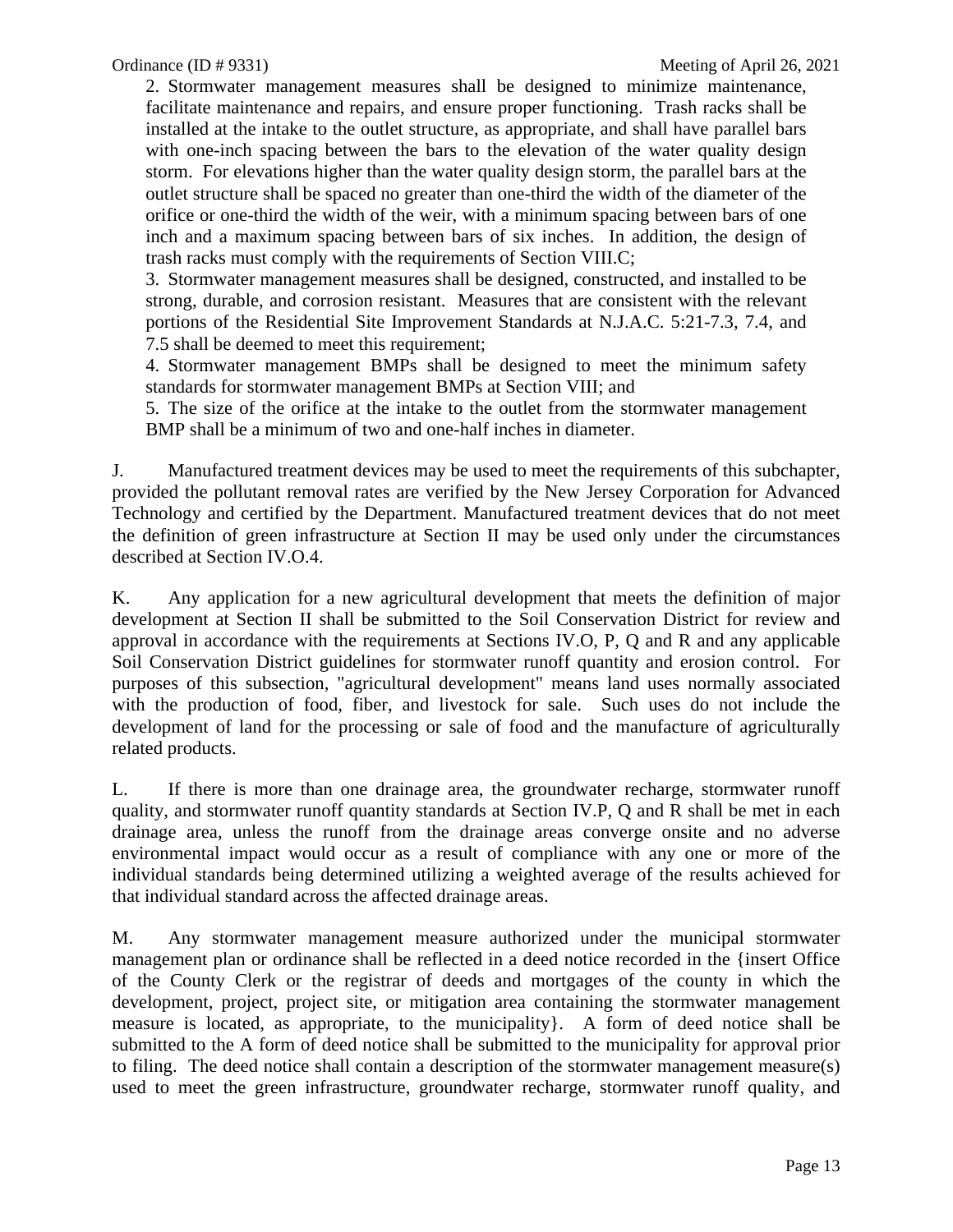2. Stormwater management measures shall be designed to minimize maintenance, facilitate maintenance and repairs, and ensure proper functioning. Trash racks shall be installed at the intake to the outlet structure, as appropriate, and shall have parallel bars with one-inch spacing between the bars to the elevation of the water quality design storm. For elevations higher than the water quality design storm, the parallel bars at the outlet structure shall be spaced no greater than one-third the width of the diameter of the orifice or one-third the width of the weir, with a minimum spacing between bars of one inch and a maximum spacing between bars of six inches. In addition, the design of trash racks must comply with the requirements of Section VIII.C;

3. Stormwater management measures shall be designed, constructed, and installed to be strong, durable, and corrosion resistant. Measures that are consistent with the relevant portions of the Residential Site Improvement Standards at N.J.A.C. 5:21-7.3, 7.4, and 7.5 shall be deemed to meet this requirement;

4. Stormwater management BMPs shall be designed to meet the minimum safety standards for stormwater management BMPs at Section VIII; and

5. The size of the orifice at the intake to the outlet from the stormwater management BMP shall be a minimum of two and one-half inches in diameter.

J. Manufactured treatment devices may be used to meet the requirements of this subchapter, provided the pollutant removal rates are verified by the New Jersey Corporation for Advanced Technology and certified by the Department. Manufactured treatment devices that do not meet the definition of green infrastructure at Section II may be used only under the circumstances described at Section IV.O.4.

K. Any application for a new agricultural development that meets the definition of major development at Section II shall be submitted to the Soil Conservation District for review and approval in accordance with the requirements at Sections IV.O, P, Q and R and any applicable Soil Conservation District guidelines for stormwater runoff quantity and erosion control. For purposes of this subsection, "agricultural development" means land uses normally associated with the production of food, fiber, and livestock for sale. Such uses do not include the development of land for the processing or sale of food and the manufacture of agriculturally related products.

L. If there is more than one drainage area, the groundwater recharge, stormwater runoff quality, and stormwater runoff quantity standards at Section IV.P, Q and R shall be met in each drainage area, unless the runoff from the drainage areas converge onsite and no adverse environmental impact would occur as a result of compliance with any one or more of the individual standards being determined utilizing a weighted average of the results achieved for that individual standard across the affected drainage areas.

M. Any stormwater management measure authorized under the municipal stormwater management plan or ordinance shall be reflected in a deed notice recorded in the {insert Office of the County Clerk or the registrar of deeds and mortgages of the county in which the development, project, project site, or mitigation area containing the stormwater management measure is located, as appropriate, to the municipality}. A form of deed notice shall be submitted to the A form of deed notice shall be submitted to the municipality for approval prior to filing. The deed notice shall contain a description of the stormwater management measure(s) used to meet the green infrastructure, groundwater recharge, stormwater runoff quality, and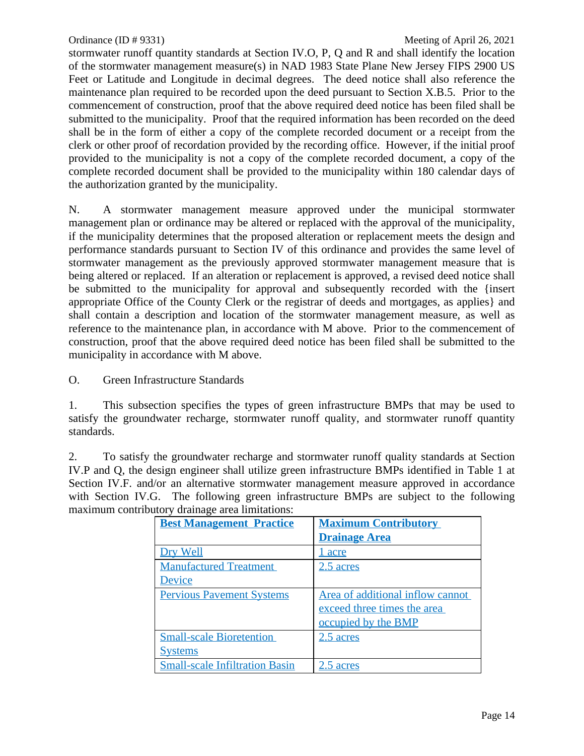stormwater runoff quantity standards at Section IV.O, P, Q and R and shall identify the location of the stormwater management measure(s) in NAD 1983 State Plane New Jersey FIPS 2900 US Feet or Latitude and Longitude in decimal degrees. The deed notice shall also reference the maintenance plan required to be recorded upon the deed pursuant to Section X.B.5. Prior to the commencement of construction, proof that the above required deed notice has been filed shall be submitted to the municipality. Proof that the required information has been recorded on the deed shall be in the form of either a copy of the complete recorded document or a receipt from the clerk or other proof of recordation provided by the recording office. However, if the initial proof provided to the municipality is not a copy of the complete recorded document, a copy of the complete recorded document shall be provided to the municipality within 180 calendar days of the authorization granted by the municipality.

N. A stormwater management measure approved under the municipal stormwater management plan or ordinance may be altered or replaced with the approval of the municipality, if the municipality determines that the proposed alteration or replacement meets the design and performance standards pursuant to Section IV of this ordinance and provides the same level of stormwater management as the previously approved stormwater management measure that is being altered or replaced. If an alteration or replacement is approved, a revised deed notice shall be submitted to the municipality for approval and subsequently recorded with the {insert appropriate Office of the County Clerk or the registrar of deeds and mortgages, as applies} and shall contain a description and location of the stormwater management measure, as well as reference to the maintenance plan, in accordance with M above. Prior to the commencement of construction, proof that the above required deed notice has been filed shall be submitted to the municipality in accordance with M above.

O. Green Infrastructure Standards

1. This subsection specifies the types of green infrastructure BMPs that may be used to satisfy the groundwater recharge, stormwater runoff quality, and stormwater runoff quantity standards.

2. To satisfy the groundwater recharge and stormwater runoff quality standards at Section IV.P and Q, the design engineer shall utilize green infrastructure BMPs identified in Table 1 at Section IV.F. and/or an alternative stormwater management measure approved in accordance with Section IV.G. The following green infrastructure BMPs are subject to the following maximum contributory drainage area limitations:

| **Best Management Practice** | **Maximum Contributory Drainage Area** |
|---|---|
| Dry Well | 1 acre |
| Manufactured Treatment Device | 2.5 acres |
| Pervious Pavement Systems | Area of additional inflow cannot exceed three times the area occupied by the BMP |
| Small-scale Bioretention Systems | 2.5 acres |
| Small-scale Infiltration Basin | 2.5 acres |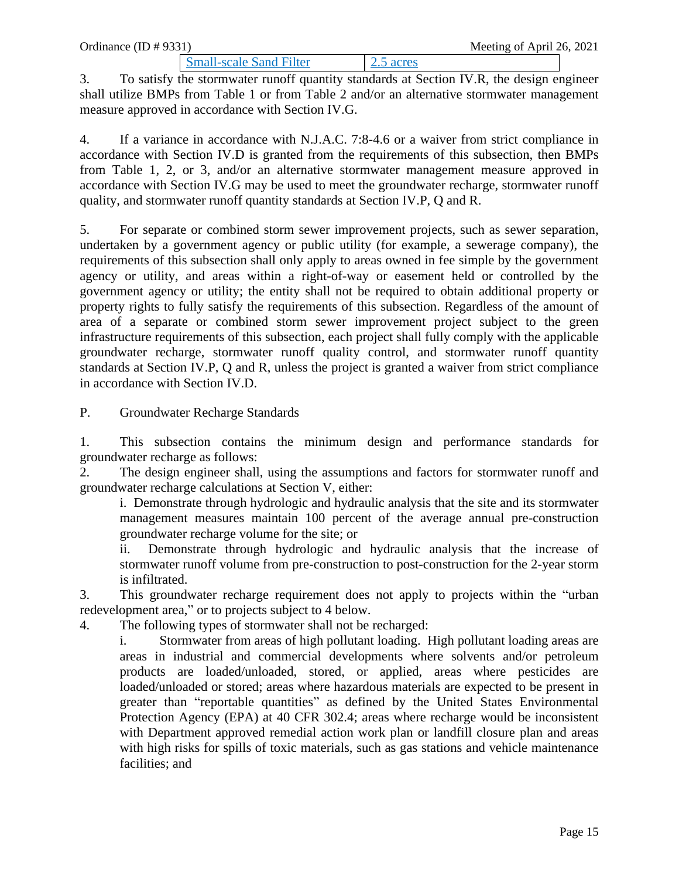| Small-scale Sand Filter | 2.5 acres |
|---|---|

3. To satisfy the stormwater runoff quantity standards at Section IV.R, the design engineer shall utilize BMPs from Table 1 or from Table 2 and/or an alternative stormwater management measure approved in accordance with Section IV.G.

4. If a variance in accordance with N.J.A.C. 7:8-4.6 or a waiver from strict compliance in accordance with Section IV.D is granted from the requirements of this subsection, then BMPs from Table 1, 2, or 3, and/or an alternative stormwater management measure approved in accordance with Section IV.G may be used to meet the groundwater recharge, stormwater runoff quality, and stormwater runoff quantity standards at Section IV.P, Q and R.

5. For separate or combined storm sewer improvement projects, such as sewer separation, undertaken by a government agency or public utility (for example, a sewerage company), the requirements of this subsection shall only apply to areas owned in fee simple by the government agency or utility, and areas within a right-of-way or easement held or controlled by the government agency or utility; the entity shall not be required to obtain additional property or property rights to fully satisfy the requirements of this subsection. Regardless of the amount of area of a separate or combined storm sewer improvement project subject to the green infrastructure requirements of this subsection, each project shall fully comply with the applicable groundwater recharge, stormwater runoff quality control, and stormwater runoff quantity standards at Section IV.P, Q and R, unless the project is granted a waiver from strict compliance in accordance with Section IV.D.

P. Groundwater Recharge Standards

1. This subsection contains the minimum design and performance standards for groundwater recharge as follows:

2. The design engineer shall, using the assumptions and factors for stormwater runoff and groundwater recharge calculations at Section V, either:

   i. Demonstrate through hydrologic and hydraulic analysis that the site and its stormwater management measures maintain 100 percent of the average annual pre-construction groundwater recharge volume for the site; or

   ii. Demonstrate through hydrologic and hydraulic analysis that the increase of stormwater runoff volume from pre-construction to post-construction for the 2-year storm is infiltrated.

3. This groundwater recharge requirement does not apply to projects within the "urban redevelopment area," or to projects subject to 4 below.

4. The following types of stormwater shall not be recharged:

   i. Stormwater from areas of high pollutant loading. High pollutant loading areas are areas in industrial and commercial developments where solvents and/or petroleum products are loaded/unloaded, stored, or applied, areas where pesticides are loaded/unloaded or stored; areas where hazardous materials are expected to be present in greater than "reportable quantities" as defined by the United States Environmental Protection Agency (EPA) at 40 CFR 302.4; areas where recharge would be inconsistent with Department approved remedial action work plan or landfill closure plan and areas with high risks for spills of toxic materials, such as gas stations and vehicle maintenance facilities; and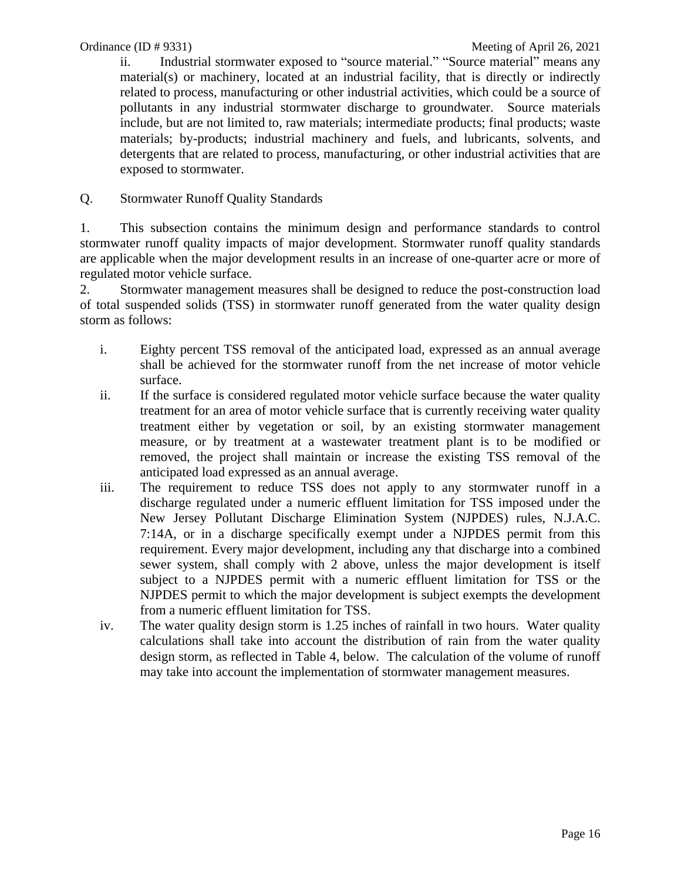ii. Industrial stormwater exposed to “source material.” “Source material” means any material(s) or machinery, located at an industrial facility, that is directly or indirectly related to process, manufacturing or other industrial activities, which could be a source of pollutants in any industrial stormwater discharge to groundwater. Source materials include, but are not limited to, raw materials; intermediate products; final products; waste materials; by-products; industrial machinery and fuels, and lubricants, solvents, and detergents that are related to process, manufacturing, or other industrial activities that are exposed to stormwater.

Q. Stormwater Runoff Quality Standards

1. This subsection contains the minimum design and performance standards to control stormwater runoff quality impacts of major development. Stormwater runoff quality standards are applicable when the major development results in an increase of one-quarter acre or more of regulated motor vehicle surface.

2. Stormwater management measures shall be designed to reduce the post-construction load of total suspended solids (TSS) in stormwater runoff generated from the water quality design storm as follows:

i. Eighty percent TSS removal of the anticipated load, expressed as an annual average shall be achieved for the stormwater runoff from the net increase of motor vehicle surface.

ii. If the surface is considered regulated motor vehicle surface because the water quality treatment for an area of motor vehicle surface that is currently receiving water quality treatment either by vegetation or soil, by an existing stormwater management measure, or by treatment at a wastewater treatment plant is to be modified or removed, the project shall maintain or increase the existing TSS removal of the anticipated load expressed as an annual average.

iii. The requirement to reduce TSS does not apply to any stormwater runoff in a discharge regulated under a numeric effluent limitation for TSS imposed under the New Jersey Pollutant Discharge Elimination System (NJPDES) rules, N.J.A.C. 7:14A, or in a discharge specifically exempt under a NJPDES permit from this requirement. Every major development, including any that discharge into a combined sewer system, shall comply with 2 above, unless the major development is itself subject to a NJPDES permit with a numeric effluent limitation for TSS or the NJPDES permit to which the major development is subject exempts the development from a numeric effluent limitation for TSS.

iv. The water quality design storm is 1.25 inches of rainfall in two hours. Water quality calculations shall take into account the distribution of rain from the water quality design storm, as reflected in Table 4, below. The calculation of the volume of runoff may take into account the implementation of stormwater management measures.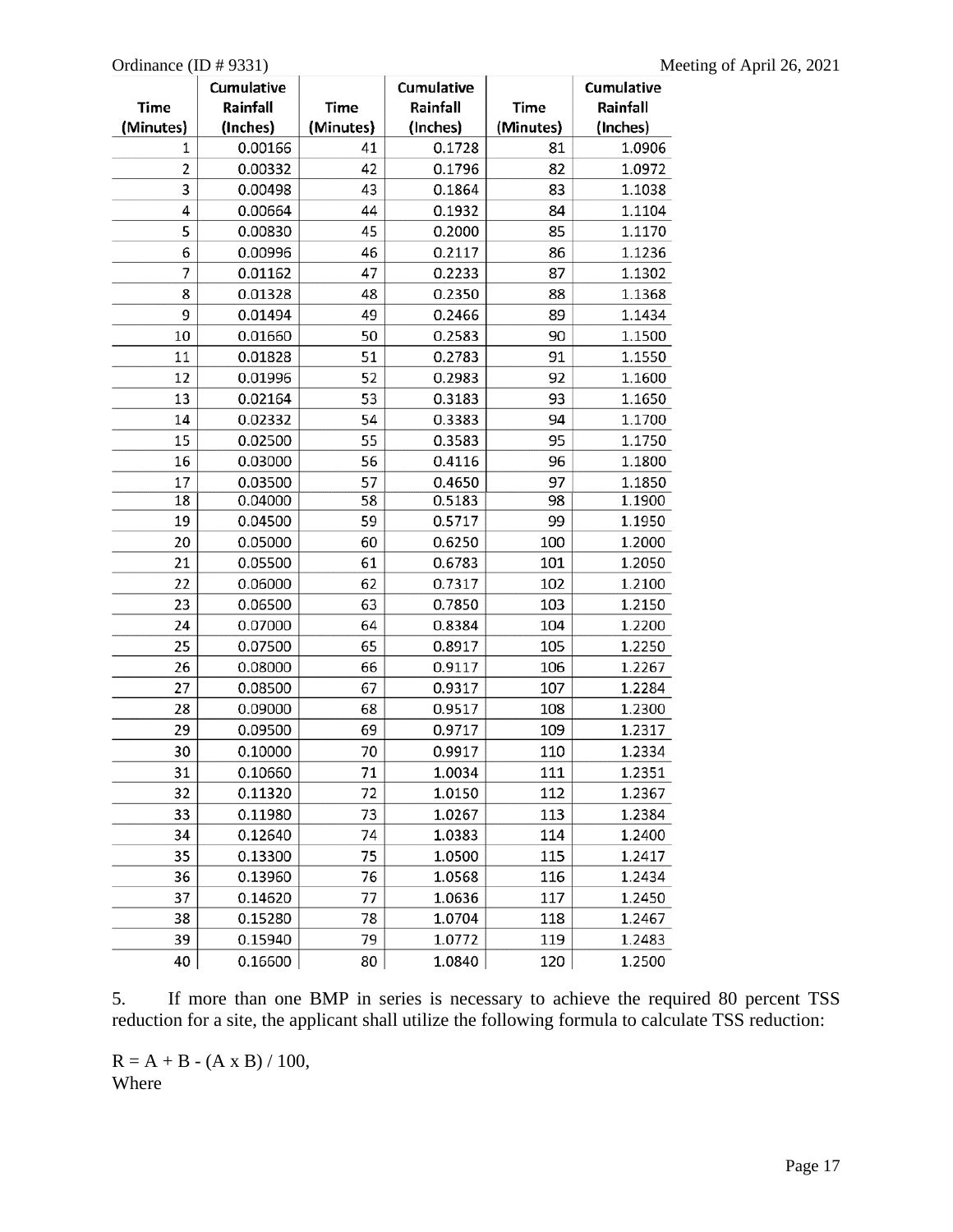| Time (Minutes) | Cumulative Rainfall (Inches) | Time (Minutes) | Cumulative Rainfall (Inches) | Time (Minutes) | Cumulative Rainfall (Inches) |
|---|---|---|---|---|---|
| 1 | 0.00166 | 41 | 0.1728 | 81 | 1.0906 |
| 2 | 0.00332 | 42 | 0.1796 | 82 | 1.0972 |
| 3 | 0.00498 | 43 | 0.1864 | 83 | 1.1038 |
| 4 | 0.00664 | 44 | 0.1932 | 84 | 1.1104 |
| 5 | 0.00830 | 45 | 0.2000 | 85 | 1.1170 |
| 6 | 0.00996 | 46 | 0.2117 | 86 | 1.1236 |
| 7 | 0.01162 | 47 | 0.2233 | 87 | 1.1302 |
| 8 | 0.01328 | 48 | 0.2350 | 88 | 1.1368 |
| 9 | 0.01494 | 49 | 0.2466 | 89 | 1.1434 |
| 10 | 0.01660 | 50 | 0.2583 | 90 | 1.1500 |
| 11 | 0.01828 | 51 | 0.2783 | 91 | 1.1550 |
| 12 | 0.01996 | 52 | 0.2983 | 92 | 1.1600 |
| 13 | 0.02164 | 53 | 0.3183 | 93 | 1.1650 |
| 14 | 0.02332 | 54 | 0.3383 | 94 | 1.1700 |
| 15 | 0.02500 | 55 | 0.3583 | 95 | 1.1750 |
| 16 | 0.03000 | 56 | 0.4116 | 96 | 1.1800 |
| 17 | 0.03500 | 57 | 0.4650 | 97 | 1.1850 |
| 18 | 0.04000 | 58 | 0.5183 | 98 | 1.1900 |
| 19 | 0.04500 | 59 | 0.5717 | 99 | 1.1950 |
| 20 | 0.05000 | 60 | 0.6250 | 100 | 1.2000 |
| 21 | 0.05500 | 61 | 0.6783 | 101 | 1.2050 |
| 22 | 0.06000 | 62 | 0.7317 | 102 | 1.2100 |
| 23 | 0.06500 | 63 | 0.7850 | 103 | 1.2150 |
| 24 | 0.07000 | 64 | 0.8384 | 104 | 1.2200 |
| 25 | 0.07500 | 65 | 0.8917 | 105 | 1.2250 |
| 26 | 0.08000 | 66 | 0.9117 | 106 | 1.2267 |
| 27 | 0.08500 | 67 | 0.9317 | 107 | 1.2284 |
| 28 | 0.09000 | 68 | 0.9517 | 108 | 1.2300 |
| 29 | 0.09500 | 69 | 0.9717 | 109 | 1.2317 |
| 30 | 0.10000 | 70 | 0.9917 | 110 | 1.2334 |
| 31 | 0.10660 | 71 | 1.0034 | 111 | 1.2351 |
| 32 | 0.11320 | 72 | 1.0150 | 112 | 1.2367 |
| 33 | 0.11980 | 73 | 1.0267 | 113 | 1.2384 |
| 34 | 0.12640 | 74 | 1.0383 | 114 | 1.2400 |
| 35 | 0.13300 | 75 | 1.0500 | 115 | 1.2417 |
| 36 | 0.13960 | 76 | 1.0568 | 116 | 1.2434 |
| 37 | 0.14620 | 77 | 1.0636 | 117 | 1.2450 |
| 38 | 0.15280 | 78 | 1.0704 | 118 | 1.2467 |
| 39 | 0.15940 | 79 | 1.0772 | 119 | 1.2483 |
| 40 | 0.16600 | 80 | 1.0840 | 120 | 1.2500 |

5. If more than one BMP in series is necessary to achieve the required 80 percent TSS reduction for a site, the applicant shall utilize the following formula to calculate TSS reduction:

$R = A + B - (A \times B) / 100$,
Where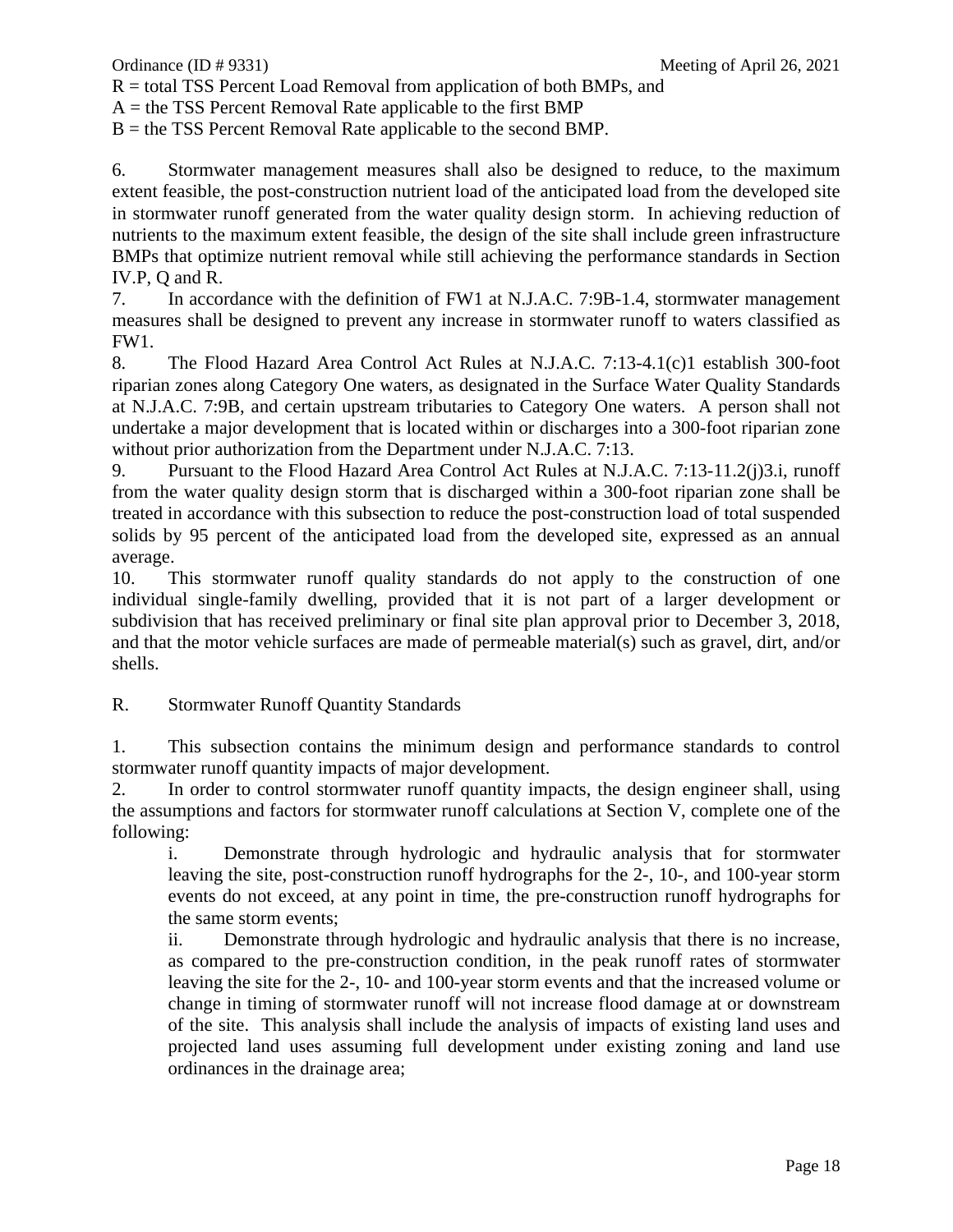R = total TSS Percent Load Removal from application of both BMPs, and
A = the TSS Percent Removal Rate applicable to the first BMP
B = the TSS Percent Removal Rate applicable to the second BMP.

6. Stormwater management measures shall also be designed to reduce, to the maximum extent feasible, the post-construction nutrient load of the anticipated load from the developed site in stormwater runoff generated from the water quality design storm. In achieving reduction of nutrients to the maximum extent feasible, the design of the site shall include green infrastructure BMPs that optimize nutrient removal while still achieving the performance standards in Section IV.P, Q and R.
7. In accordance with the definition of FW1 at N.J.A.C. 7:9B-1.4, stormwater management measures shall be designed to prevent any increase in stormwater runoff to waters classified as FW1.
8. The Flood Hazard Area Control Act Rules at N.J.A.C. 7:13-4.1(c)1 establish 300-foot riparian zones along Category One waters, as designated in the Surface Water Quality Standards at N.J.A.C. 7:9B, and certain upstream tributaries to Category One waters. A person shall not undertake a major development that is located within or discharges into a 300-foot riparian zone without prior authorization from the Department under N.J.A.C. 7:13.
9. Pursuant to the Flood Hazard Area Control Act Rules at N.J.A.C. 7:13-11.2(j)3.i, runoff from the water quality design storm that is discharged within a 300-foot riparian zone shall be treated in accordance with this subsection to reduce the post-construction load of total suspended solids by 95 percent of the anticipated load from the developed site, expressed as an annual average.
10. This stormwater runoff quality standards do not apply to the construction of one individual single-family dwelling, provided that it is not part of a larger development or subdivision that has received preliminary or final site plan approval prior to December 3, 2018, and that the motor vehicle surfaces are made of permeable material(s) such as gravel, dirt, and/or shells.

R. Stormwater Runoff Quantity Standards

1. This subsection contains the minimum design and performance standards to control stormwater runoff quantity impacts of major development.
2. In order to control stormwater runoff quantity impacts, the design engineer shall, using the assumptions and factors for stormwater runoff calculations at Section V, complete one of the following:
   - i. Demonstrate through hydrologic and hydraulic analysis that for stormwater leaving the site, post-construction runoff hydrographs for the 2-, 10-, and 100-year storm events do not exceed, at any point in time, the pre-construction runoff hydrographs for the same storm events;
   - ii. Demonstrate through hydrologic and hydraulic analysis that there is no increase, as compared to the pre-construction condition, in the peak runoff rates of stormwater leaving the site for the 2-, 10- and 100-year storm events and that the increased volume or change in timing of stormwater runoff will not increase flood damage at or downstream of the site. This analysis shall include the analysis of impacts of existing land uses and projected land uses assuming full development under existing zoning and land use ordinances in the drainage area;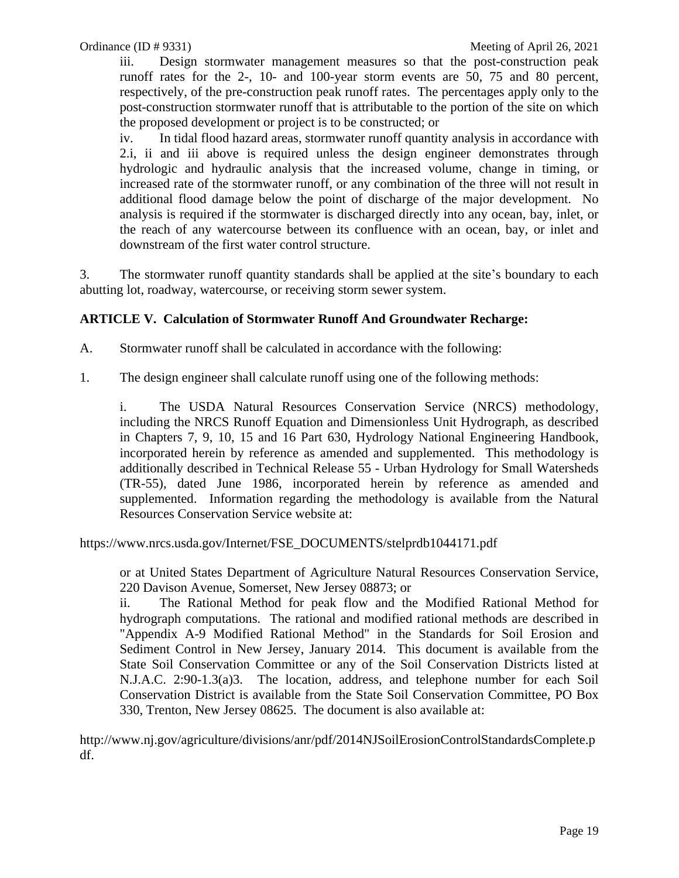iii. Design stormwater management measures so that the post-construction peak runoff rates for the 2-, 10- and 100-year storm events are 50, 75 and 80 percent, respectively, of the pre-construction peak runoff rates. The percentages apply only to the post-construction stormwater runoff that is attributable to the portion of the site on which the proposed development or project is to be constructed; or

iv. In tidal flood hazard areas, stormwater runoff quantity analysis in accordance with 2.i, ii and iii above is required unless the design engineer demonstrates through hydrologic and hydraulic analysis that the increased volume, change in timing, or increased rate of the stormwater runoff, or any combination of the three will not result in additional flood damage below the point of discharge of the major development. No analysis is required if the stormwater is discharged directly into any ocean, bay, inlet, or the reach of any watercourse between its confluence with an ocean, bay, or inlet and downstream of the first water control structure.

3. The stormwater runoff quantity standards shall be applied at the site's boundary to each abutting lot, roadway, watercourse, or receiving storm sewer system.

**ARTICLE V. Calculation of Stormwater Runoff And Groundwater Recharge:**

A. Stormwater runoff shall be calculated in accordance with the following:

1. The design engineer shall calculate runoff using one of the following methods:

i. The USDA Natural Resources Conservation Service (NRCS) methodology, including the NRCS Runoff Equation and Dimensionless Unit Hydrograph, as described in Chapters 7, 9, 10, 15 and 16 Part 630, Hydrology National Engineering Handbook, incorporated herein by reference as amended and supplemented. This methodology is additionally described in Technical Release 55 - Urban Hydrology for Small Watersheds (TR-55), dated June 1986, incorporated herein by reference as amended and supplemented. Information regarding the methodology is available from the Natural Resources Conservation Service website at:

https://www.nrcs.usda.gov/Internet/FSE_DOCUMENTS/stelprdb1044171.pdf

or at United States Department of Agriculture Natural Resources Conservation Service, 220 Davison Avenue, Somerset, New Jersey 08873; or

ii. The Rational Method for peak flow and the Modified Rational Method for hydrograph computations. The rational and modified rational methods are described in "Appendix A-9 Modified Rational Method" in the Standards for Soil Erosion and Sediment Control in New Jersey, January 2014. This document is available from the State Soil Conservation Committee or any of the Soil Conservation Districts listed at N.J.A.C. 2:90-1.3(a)3. The location, address, and telephone number for each Soil Conservation District is available from the State Soil Conservation Committee, PO Box 330, Trenton, New Jersey 08625. The document is also available at:

http://www.nj.gov/agriculture/divisions/anr/pdf/2014NJSoilErosionControlStandardsComplete.pdf.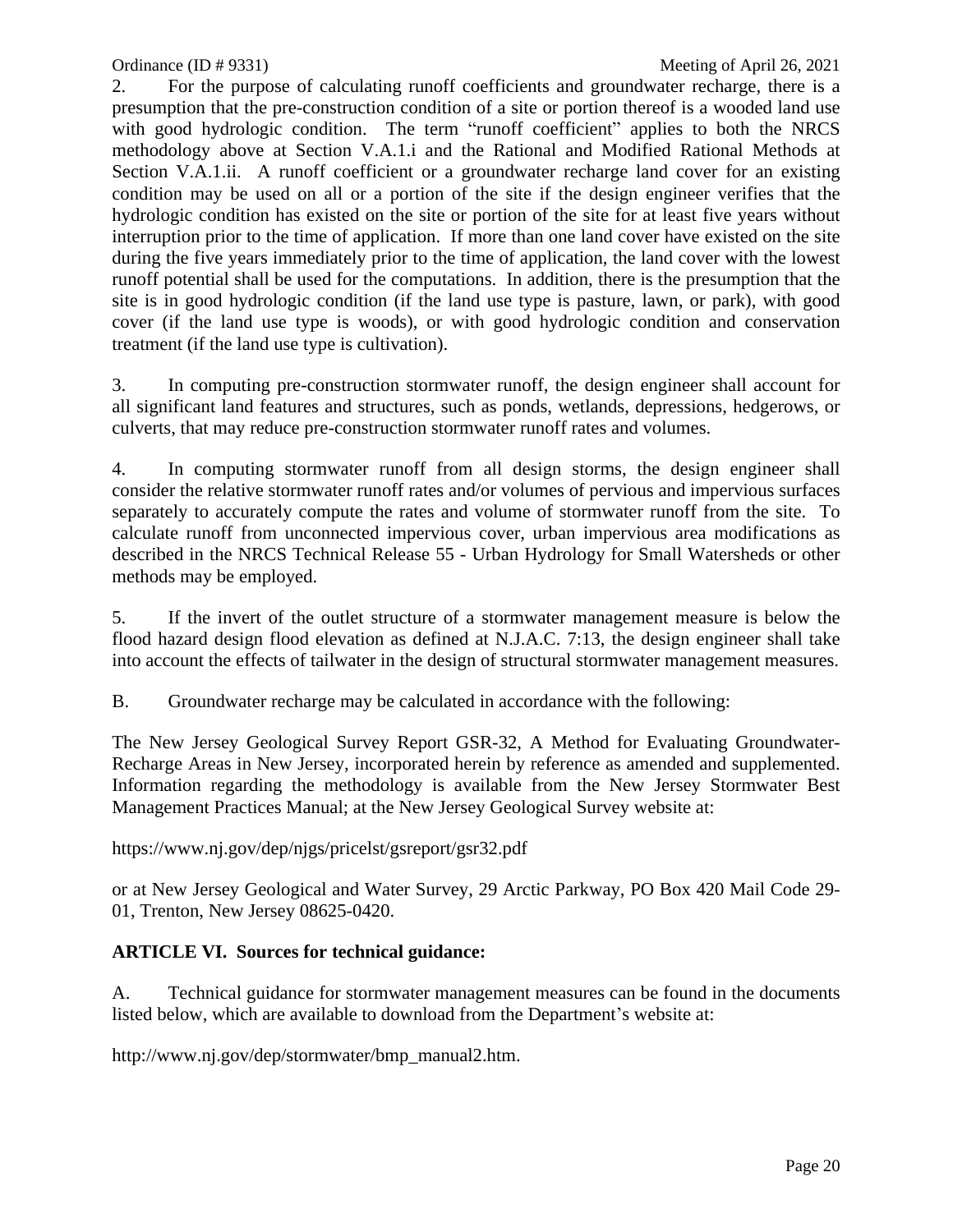2. For the purpose of calculating runoff coefficients and groundwater recharge, there is a presumption that the pre-construction condition of a site or portion thereof is a wooded land use with good hydrologic condition. The term "runoff coefficient" applies to both the NRCS methodology above at Section V.A.1.i and the Rational and Modified Rational Methods at Section V.A.1.ii. A runoff coefficient or a groundwater recharge land cover for an existing condition may be used on all or a portion of the site if the design engineer verifies that the hydrologic condition has existed on the site or portion of the site for at least five years without interruption prior to the time of application. If more than one land cover have existed on the site during the five years immediately prior to the time of application, the land cover with the lowest runoff potential shall be used for the computations. In addition, there is the presumption that the site is in good hydrologic condition (if the land use type is pasture, lawn, or park), with good cover (if the land use type is woods), or with good hydrologic condition and conservation treatment (if the land use type is cultivation).

3. In computing pre-construction stormwater runoff, the design engineer shall account for all significant land features and structures, such as ponds, wetlands, depressions, hedgerows, or culverts, that may reduce pre-construction stormwater runoff rates and volumes.

4. In computing stormwater runoff from all design storms, the design engineer shall consider the relative stormwater runoff rates and/or volumes of pervious and impervious surfaces separately to accurately compute the rates and volume of stormwater runoff from the site. To calculate runoff from unconnected impervious cover, urban impervious area modifications as described in the NRCS Technical Release 55 - Urban Hydrology for Small Watersheds or other methods may be employed.

5. If the invert of the outlet structure of a stormwater management measure is below the flood hazard design flood elevation as defined at N.J.A.C. 7:13, the design engineer shall take into account the effects of tailwater in the design of structural stormwater management measures.

B. Groundwater recharge may be calculated in accordance with the following:

The New Jersey Geological Survey Report GSR-32, A Method for Evaluating Groundwater-Recharge Areas in New Jersey, incorporated herein by reference as amended and supplemented. Information regarding the methodology is available from the New Jersey Stormwater Best Management Practices Manual; at the New Jersey Geological Survey website at:

https://www.nj.gov/dep/njgs/pricelst/gsreport/gsr32.pdf

or at New Jersey Geological and Water Survey, 29 Arctic Parkway, PO Box 420 Mail Code 29-01, Trenton, New Jersey 08625-0420.

## ARTICLE VI. Sources for technical guidance:

A. Technical guidance for stormwater management measures can be found in the documents listed below, which are available to download from the Department's website at:

http://www.nj.gov/dep/stormwater/bmp_manual2.htm.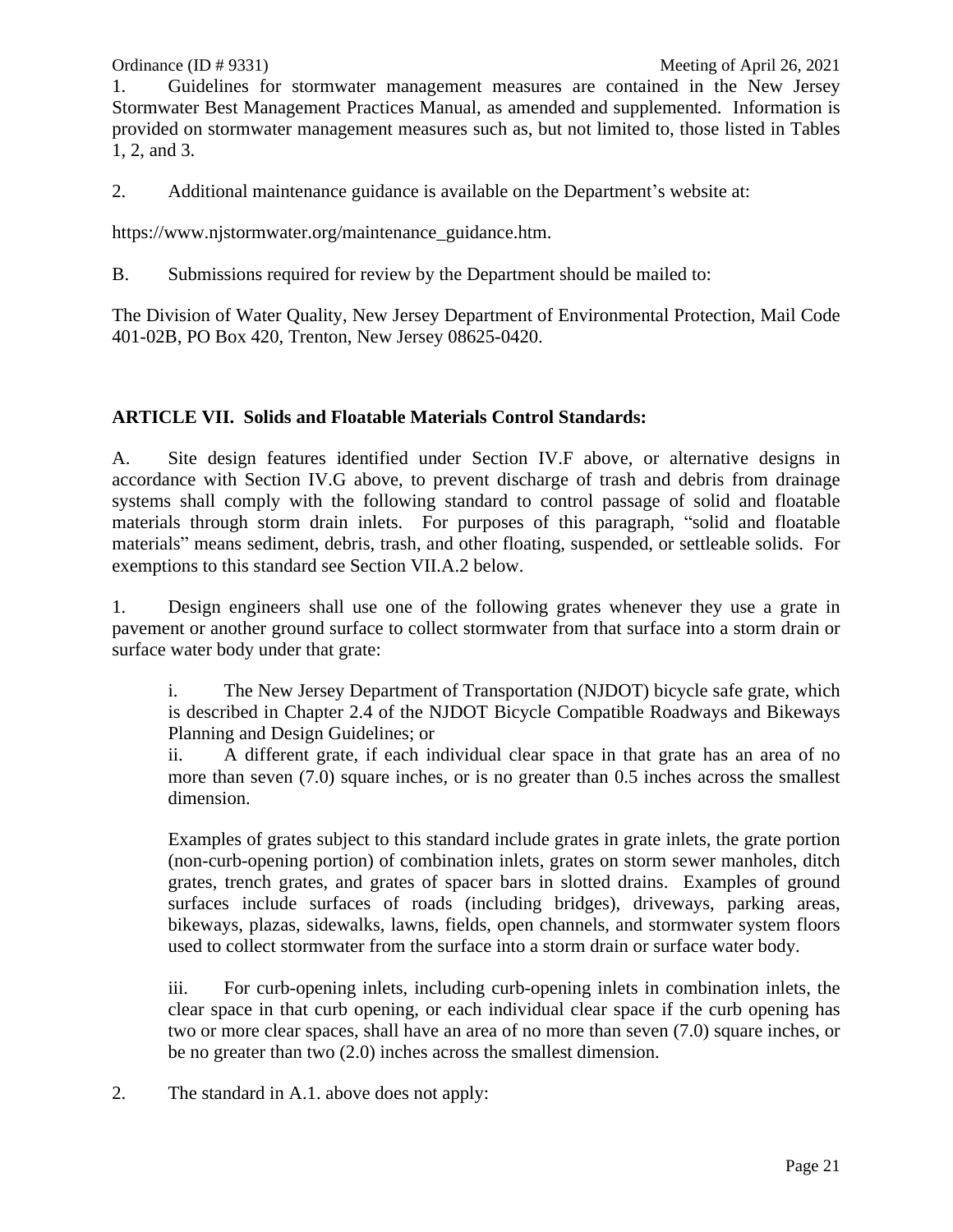1. Guidelines for stormwater management measures are contained in the New Jersey Stormwater Best Management Practices Manual, as amended and supplemented. Information is provided on stormwater management measures such as, but not limited to, those listed in Tables 1, 2, and 3.

2. Additional maintenance guidance is available on the Department's website at:

https://www.njstormwater.org/maintenance_guidance.htm.

B. Submissions required for review by the Department should be mailed to:

The Division of Water Quality, New Jersey Department of Environmental Protection, Mail Code 401-02B, PO Box 420, Trenton, New Jersey 08625-0420.

**ARTICLE VII. Solids and Floatable Materials Control Standards:**

A. Site design features identified under Section IV.F above, or alternative designs in accordance with Section IV.G above, to prevent discharge of trash and debris from drainage systems shall comply with the following standard to control passage of solid and floatable materials through storm drain inlets. For purposes of this paragraph, "solid and floatable materials" means sediment, debris, trash, and other floating, suspended, or settleable solids. For exemptions to this standard see Section VII.A.2 below.

1. Design engineers shall use one of the following grates whenever they use a grate in pavement or another ground surface to collect stormwater from that surface into a storm drain or surface water body under that grate:

   i. The New Jersey Department of Transportation (NJDOT) bicycle safe grate, which is described in Chapter 2.4 of the NJDOT Bicycle Compatible Roadways and Bikeways Planning and Design Guidelines; or

   ii. A different grate, if each individual clear space in that grate has an area of no more than seven (7.0) square inches, or is no greater than 0.5 inches across the smallest dimension.

   Examples of grates subject to this standard include grates in grate inlets, the grate portion (non-curb-opening portion) of combination inlets, grates on storm sewer manholes, ditch grates, trench grates, and grates of spacer bars in slotted drains. Examples of ground surfaces include surfaces of roads (including bridges), driveways, parking areas, bikeways, plazas, sidewalks, lawns, fields, open channels, and stormwater system floors used to collect stormwater from the surface into a storm drain or surface water body.

   iii. For curb-opening inlets, including curb-opening inlets in combination inlets, the clear space in that curb opening, or each individual clear space if the curb opening has two or more clear spaces, shall have an area of no more than seven (7.0) square inches, or be no greater than two (2.0) inches across the smallest dimension.

2. The standard in A.1. above does not apply: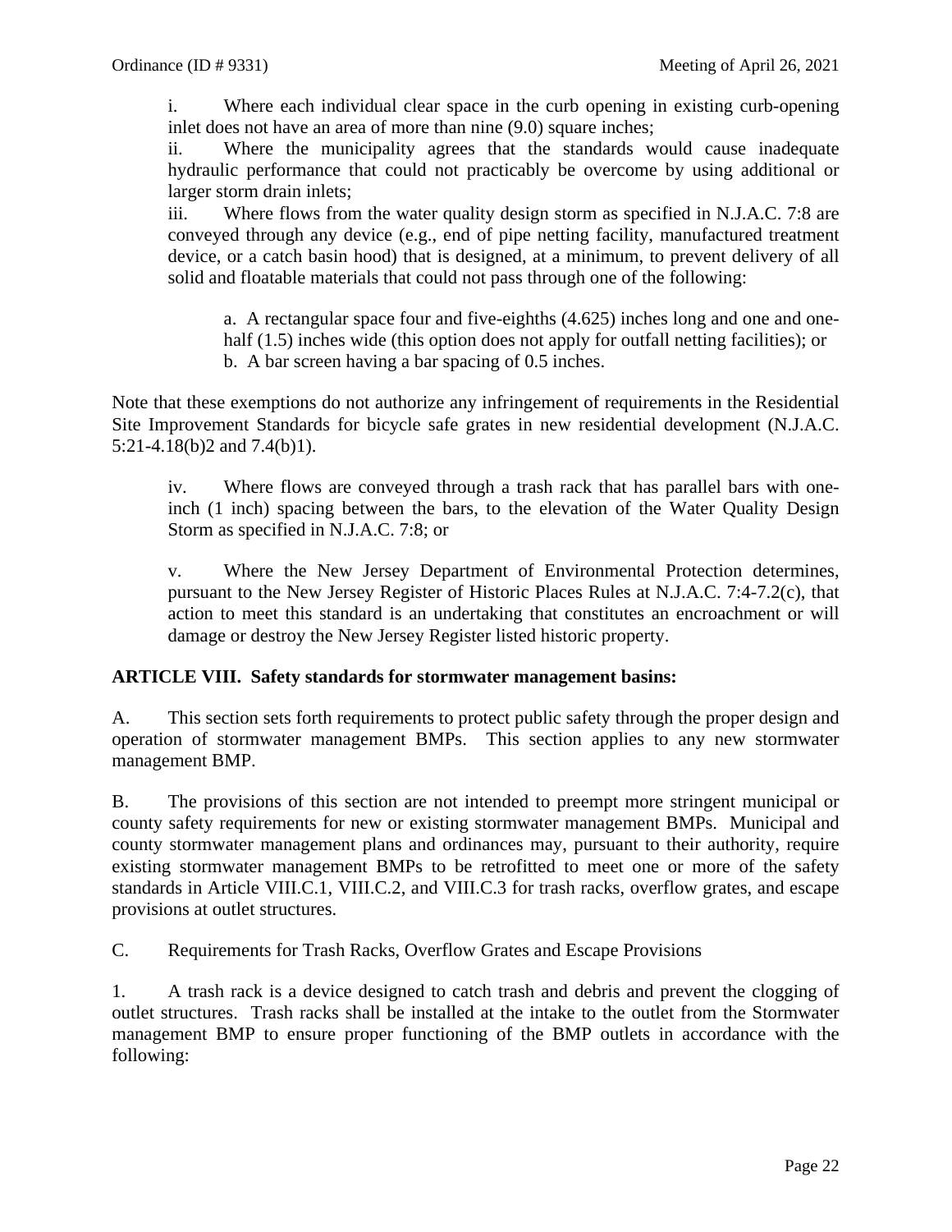i. Where each individual clear space in the curb opening in existing curb-opening inlet does not have an area of more than nine (9.0) square inches;

ii. Where the municipality agrees that the standards would cause inadequate hydraulic performance that could not practicably be overcome by using additional or larger storm drain inlets;

iii. Where flows from the water quality design storm as specified in N.J.A.C. 7:8 are conveyed through any device (e.g., end of pipe netting facility, manufactured treatment device, or a catch basin hood) that is designed, at a minimum, to prevent delivery of all solid and floatable materials that could not pass through one of the following:

a. A rectangular space four and five-eighths (4.625) inches long and one and one-half (1.5) inches wide (this option does not apply for outfall netting facilities); or
b. A bar screen having a bar spacing of 0.5 inches.

Note that these exemptions do not authorize any infringement of requirements in the Residential Site Improvement Standards for bicycle safe grates in new residential development (N.J.A.C. 5:21-4.18(b)2 and 7.4(b)1).

iv. Where flows are conveyed through a trash rack that has parallel bars with one-inch (1 inch) spacing between the bars, to the elevation of the Water Quality Design Storm as specified in N.J.A.C. 7:8; or

v. Where the New Jersey Department of Environmental Protection determines, pursuant to the New Jersey Register of Historic Places Rules at N.J.A.C. 7:4-7.2(c), that action to meet this standard is an undertaking that constitutes an encroachment or will damage or destroy the New Jersey Register listed historic property.

**ARTICLE VIII. Safety standards for stormwater management basins:**

A. This section sets forth requirements to protect public safety through the proper design and operation of stormwater management BMPs. This section applies to any new stormwater management BMP.

B. The provisions of this section are not intended to preempt more stringent municipal or county safety requirements for new or existing stormwater management BMPs. Municipal and county stormwater management plans and ordinances may, pursuant to their authority, require existing stormwater management BMPs to be retrofitted to meet one or more of the safety standards in Article VIII.C.1, VIII.C.2, and VIII.C.3 for trash racks, overflow grates, and escape provisions at outlet structures.

C. Requirements for Trash Racks, Overflow Grates and Escape Provisions

1. A trash rack is a device designed to catch trash and debris and prevent the clogging of outlet structures. Trash racks shall be installed at the intake to the outlet from the Stormwater management BMP to ensure proper functioning of the BMP outlets in accordance with the following: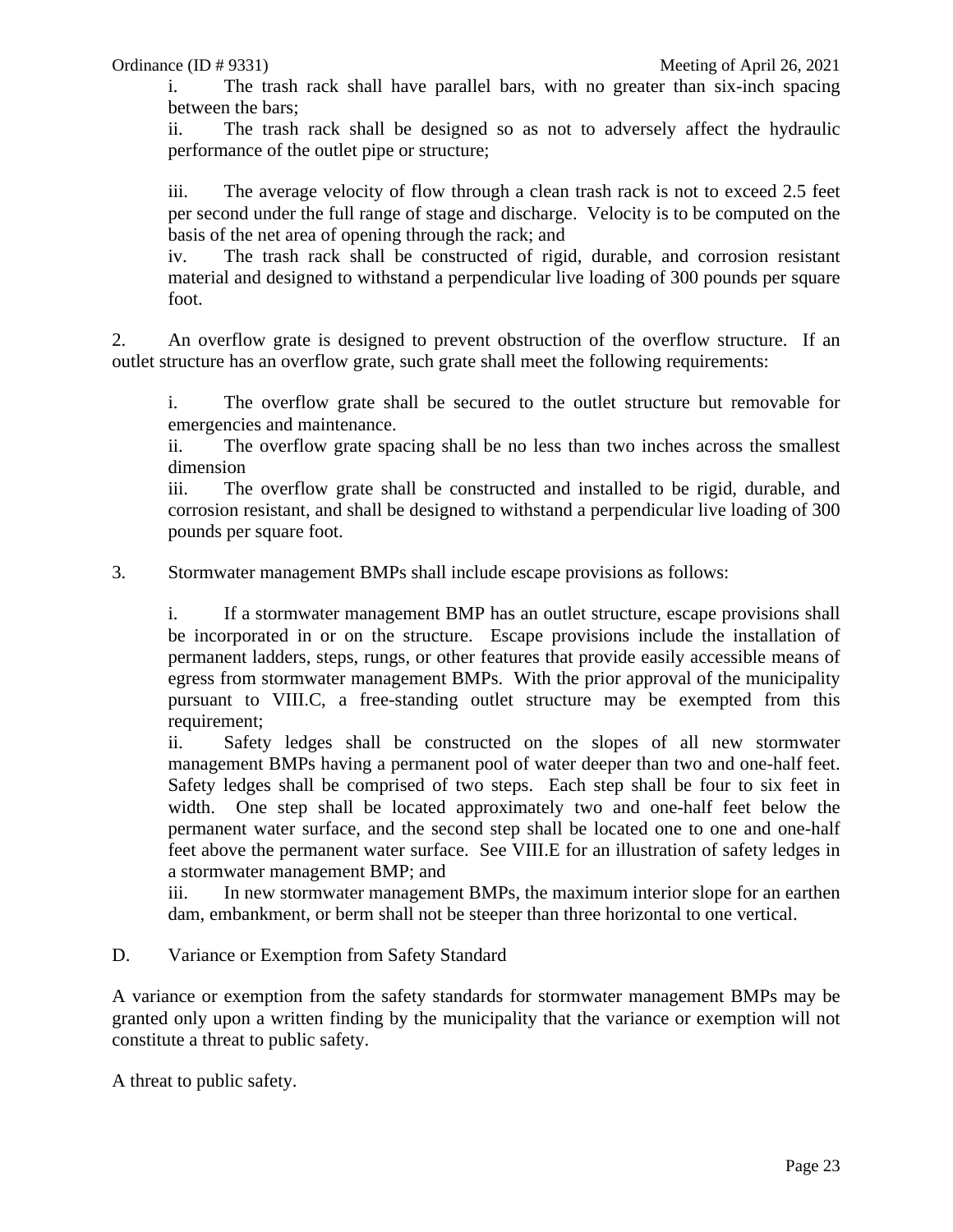i. The trash rack shall have parallel bars, with no greater than six-inch spacing between the bars;

ii. The trash rack shall be designed so as not to adversely affect the hydraulic performance of the outlet pipe or structure;

iii. The average velocity of flow through a clean trash rack is not to exceed 2.5 feet per second under the full range of stage and discharge. Velocity is to be computed on the basis of the net area of opening through the rack; and

iv. The trash rack shall be constructed of rigid, durable, and corrosion resistant material and designed to withstand a perpendicular live loading of 300 pounds per square foot.

2. An overflow grate is designed to prevent obstruction of the overflow structure. If an outlet structure has an overflow grate, such grate shall meet the following requirements:

i. The overflow grate shall be secured to the outlet structure but removable for emergencies and maintenance.

ii. The overflow grate spacing shall be no less than two inches across the smallest dimension

iii. The overflow grate shall be constructed and installed to be rigid, durable, and corrosion resistant, and shall be designed to withstand a perpendicular live loading of 300 pounds per square foot.

3. Stormwater management BMPs shall include escape provisions as follows:

i. If a stormwater management BMP has an outlet structure, escape provisions shall be incorporated in or on the structure. Escape provisions include the installation of permanent ladders, steps, rungs, or other features that provide easily accessible means of egress from stormwater management BMPs. With the prior approval of the municipality pursuant to VIII.C, a free-standing outlet structure may be exempted from this requirement;

ii. Safety ledges shall be constructed on the slopes of all new stormwater management BMPs having a permanent pool of water deeper than two and one-half feet. Safety ledges shall be comprised of two steps. Each step shall be four to six feet in width. One step shall be located approximately two and one-half feet below the permanent water surface, and the second step shall be located one to one and one-half feet above the permanent water surface. See VIII.E for an illustration of safety ledges in a stormwater management BMP; and

iii. In new stormwater management BMPs, the maximum interior slope for an earthen dam, embankment, or berm shall not be steeper than three horizontal to one vertical.

D. Variance or Exemption from Safety Standard

A variance or exemption from the safety standards for stormwater management BMPs may be granted only upon a written finding by the municipality that the variance or exemption will not constitute a threat to public safety.

A threat to public safety.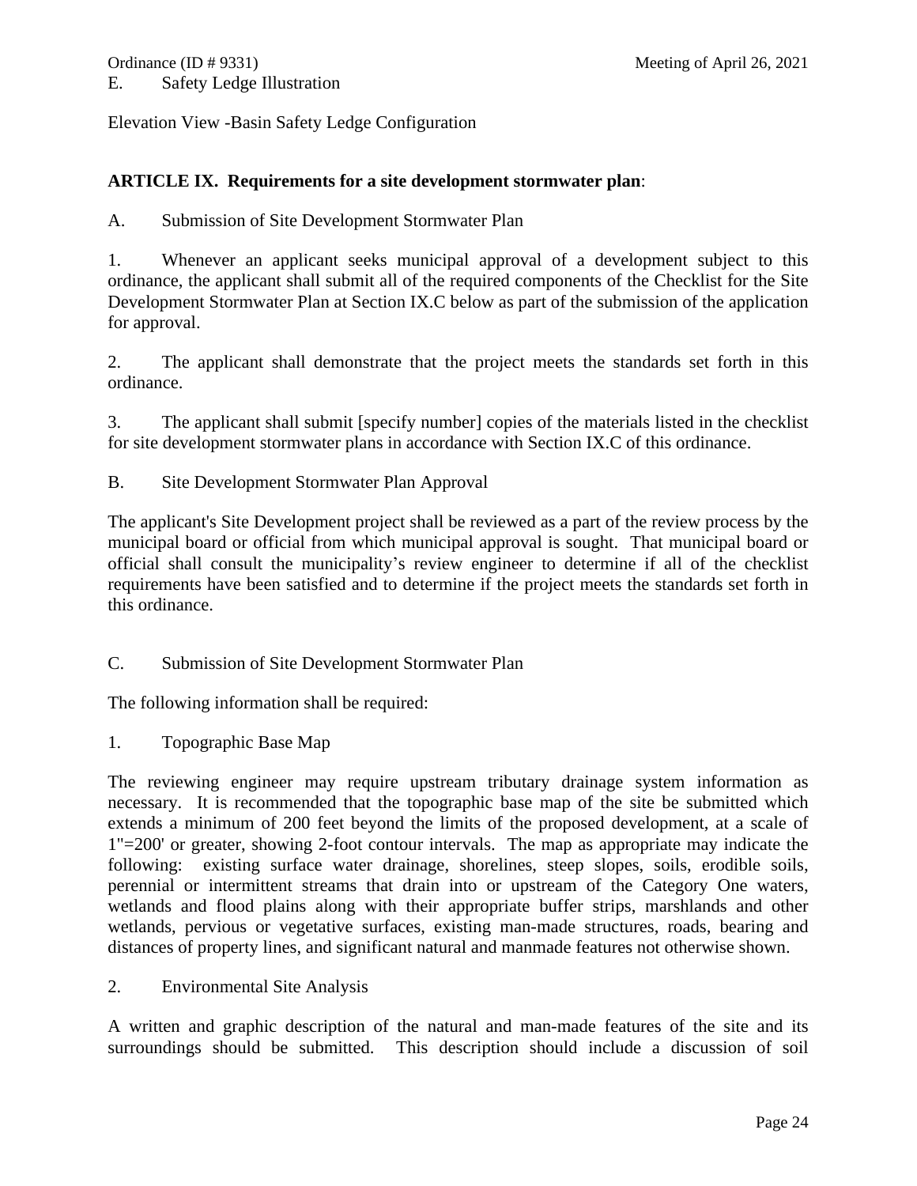E. Safety Ledge Illustration

Elevation View -Basin Safety Ledge Configuration

**ARTICLE IX. Requirements for a site development stormwater plan**:

A. Submission of Site Development Stormwater Plan

1. Whenever an applicant seeks municipal approval of a development subject to this ordinance, the applicant shall submit all of the required components of the Checklist for the Site Development Stormwater Plan at Section IX.C below as part of the submission of the application for approval.

2. The applicant shall demonstrate that the project meets the standards set forth in this ordinance.

3. The applicant shall submit [specify number] copies of the materials listed in the checklist for site development stormwater plans in accordance with Section IX.C of this ordinance.

B. Site Development Stormwater Plan Approval

The applicant's Site Development project shall be reviewed as a part of the review process by the municipal board or official from which municipal approval is sought. That municipal board or official shall consult the municipality's review engineer to determine if all of the checklist requirements have been satisfied and to determine if the project meets the standards set forth in this ordinance.

C. Submission of Site Development Stormwater Plan

The following information shall be required:

1. Topographic Base Map

The reviewing engineer may require upstream tributary drainage system information as necessary. It is recommended that the topographic base map of the site be submitted which extends a minimum of 200 feet beyond the limits of the proposed development, at a scale of 1"=200' or greater, showing 2-foot contour intervals. The map as appropriate may indicate the following: existing surface water drainage, shorelines, steep slopes, soils, erodible soils, perennial or intermittent streams that drain into or upstream of the Category One waters, wetlands and flood plains along with their appropriate buffer strips, marshlands and other wetlands, pervious or vegetative surfaces, existing man-made structures, roads, bearing and distances of property lines, and significant natural and manmade features not otherwise shown.

2. Environmental Site Analysis

A written and graphic description of the natural and man-made features of the site and its surroundings should be submitted. This description should include a discussion of soil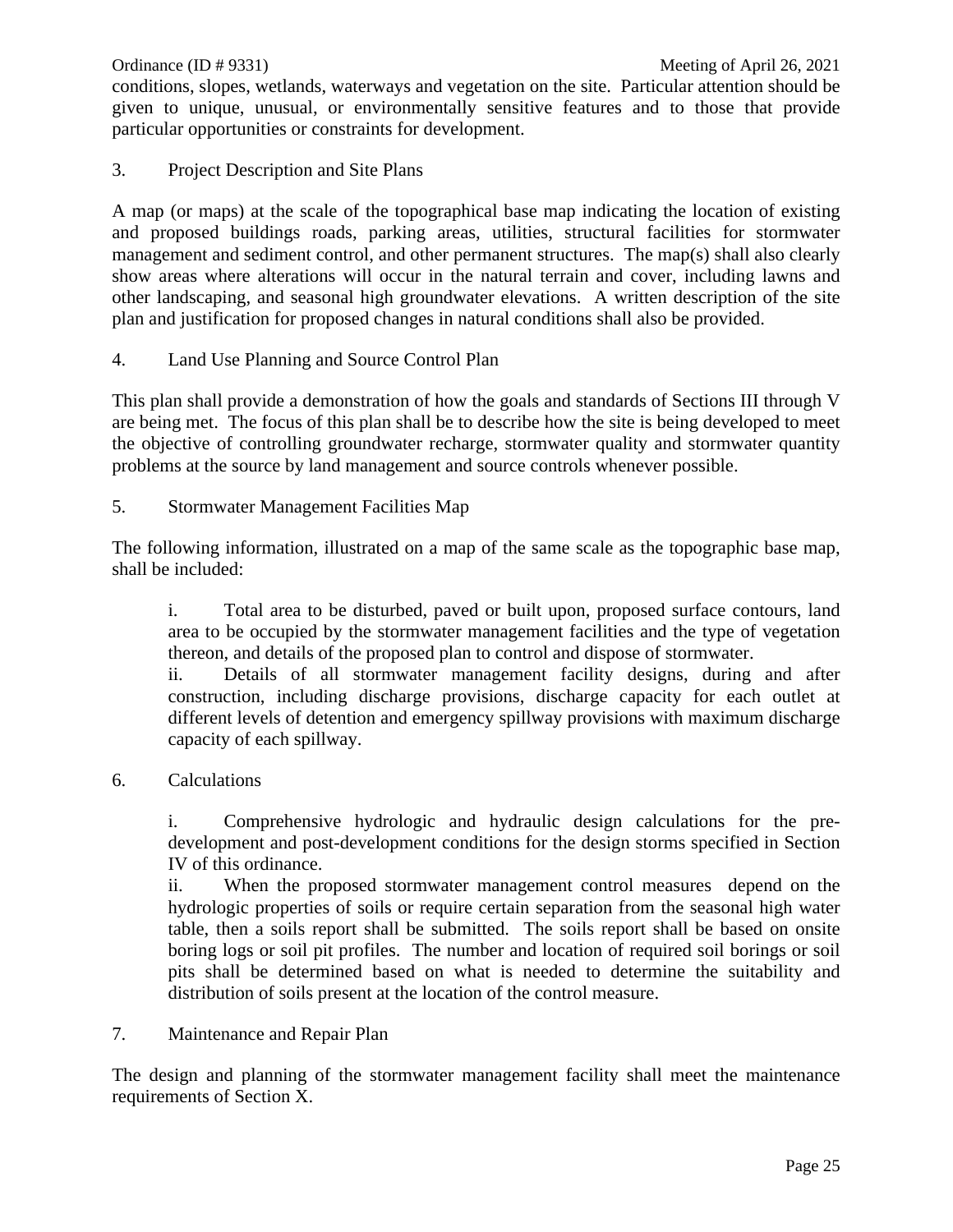conditions, slopes, wetlands, waterways and vegetation on the site. Particular attention should be given to unique, unusual, or environmentally sensitive features and to those that provide particular opportunities or constraints for development.

3. Project Description and Site Plans

A map (or maps) at the scale of the topographical base map indicating the location of existing and proposed buildings roads, parking areas, utilities, structural facilities for stormwater management and sediment control, and other permanent structures. The map(s) shall also clearly show areas where alterations will occur in the natural terrain and cover, including lawns and other landscaping, and seasonal high groundwater elevations. A written description of the site plan and justification for proposed changes in natural conditions shall also be provided.

4. Land Use Planning and Source Control Plan

This plan shall provide a demonstration of how the goals and standards of Sections III through V are being met. The focus of this plan shall be to describe how the site is being developed to meet the objective of controlling groundwater recharge, stormwater quality and stormwater quantity problems at the source by land management and source controls whenever possible.

5. Stormwater Management Facilities Map

The following information, illustrated on a map of the same scale as the topographic base map, shall be included:

i. Total area to be disturbed, paved or built upon, proposed surface contours, land area to be occupied by the stormwater management facilities and the type of vegetation thereon, and details of the proposed plan to control and dispose of stormwater.
ii. Details of all stormwater management facility designs, during and after construction, including discharge provisions, discharge capacity for each outlet at different levels of detention and emergency spillway provisions with maximum discharge capacity of each spillway.

6. Calculations

i. Comprehensive hydrologic and hydraulic design calculations for the pre-development and post-development conditions for the design storms specified in Section IV of this ordinance.
ii. When the proposed stormwater management control measures depend on the hydrologic properties of soils or require certain separation from the seasonal high water table, then a soils report shall be submitted. The soils report shall be based on onsite boring logs or soil pit profiles. The number and location of required soil borings or soil pits shall be determined based on what is needed to determine the suitability and distribution of soils present at the location of the control measure.

7. Maintenance and Repair Plan

The design and planning of the stormwater management facility shall meet the maintenance requirements of Section X.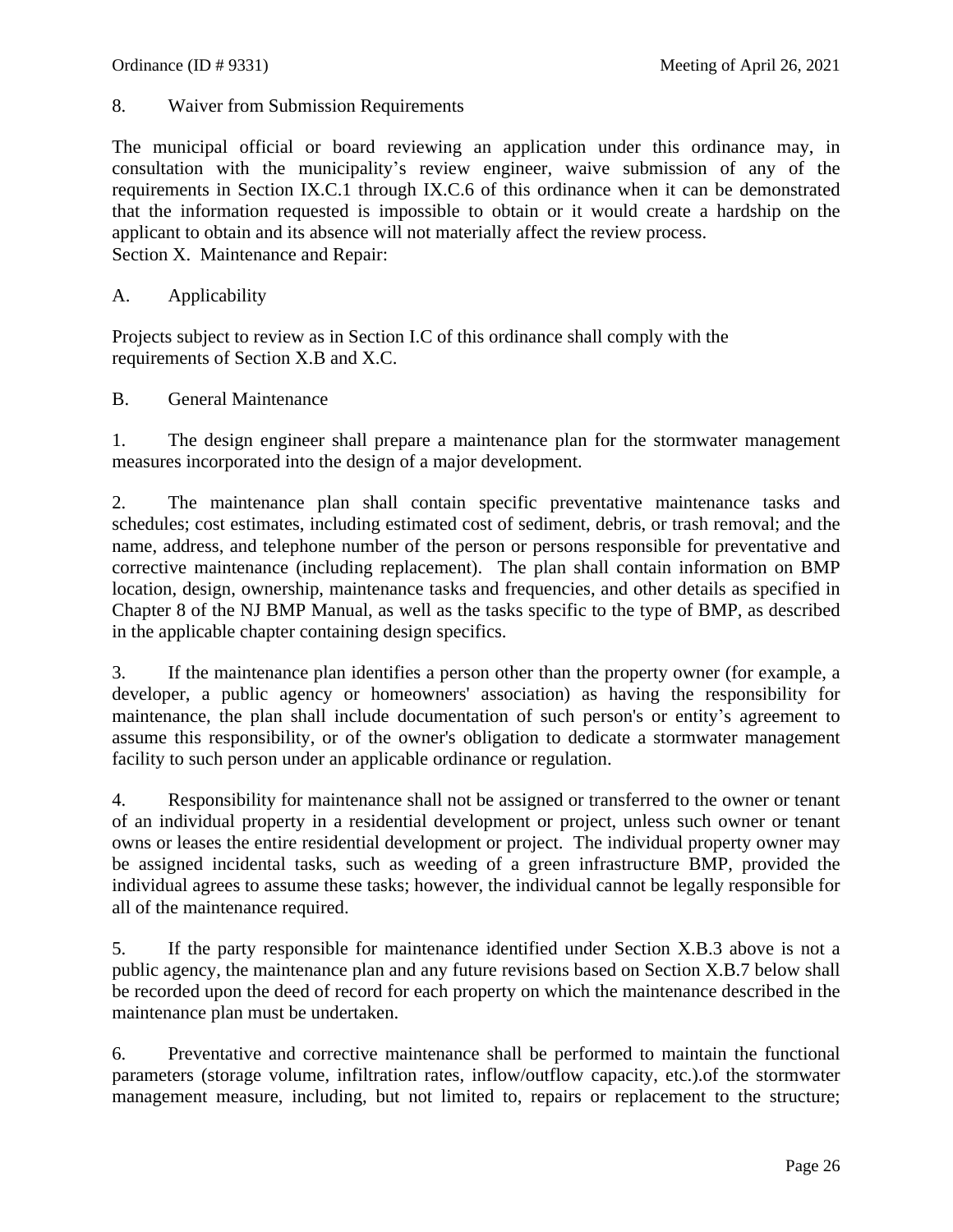8. Waiver from Submission Requirements

The municipal official or board reviewing an application under this ordinance may, in consultation with the municipality's review engineer, waive submission of any of the requirements in Section IX.C.1 through IX.C.6 of this ordinance when it can be demonstrated that the information requested is impossible to obtain or it would create a hardship on the applicant to obtain and its absence will not materially affect the review process.

Section X. Maintenance and Repair:

A. Applicability

Projects subject to review as in Section I.C of this ordinance shall comply with the requirements of Section X.B and X.C.

B. General Maintenance

1. The design engineer shall prepare a maintenance plan for the stormwater management measures incorporated into the design of a major development.

2. The maintenance plan shall contain specific preventative maintenance tasks and schedules; cost estimates, including estimated cost of sediment, debris, or trash removal; and the name, address, and telephone number of the person or persons responsible for preventative and corrective maintenance (including replacement). The plan shall contain information on BMP location, design, ownership, maintenance tasks and frequencies, and other details as specified in Chapter 8 of the NJ BMP Manual, as well as the tasks specific to the type of BMP, as described in the applicable chapter containing design specifics.

3. If the maintenance plan identifies a person other than the property owner (for example, a developer, a public agency or homeowners' association) as having the responsibility for maintenance, the plan shall include documentation of such person's or entity's agreement to assume this responsibility, or of the owner's obligation to dedicate a stormwater management facility to such person under an applicable ordinance or regulation.

4. Responsibility for maintenance shall not be assigned or transferred to the owner or tenant of an individual property in a residential development or project, unless such owner or tenant owns or leases the entire residential development or project. The individual property owner may be assigned incidental tasks, such as weeding of a green infrastructure BMP, provided the individual agrees to assume these tasks; however, the individual cannot be legally responsible for all of the maintenance required.

5. If the party responsible for maintenance identified under Section X.B.3 above is not a public agency, the maintenance plan and any future revisions based on Section X.B.7 below shall be recorded upon the deed of record for each property on which the maintenance described in the maintenance plan must be undertaken.

6. Preventative and corrective maintenance shall be performed to maintain the functional parameters (storage volume, infiltration rates, inflow/outflow capacity, etc.).of the stormwater management measure, including, but not limited to, repairs or replacement to the structure;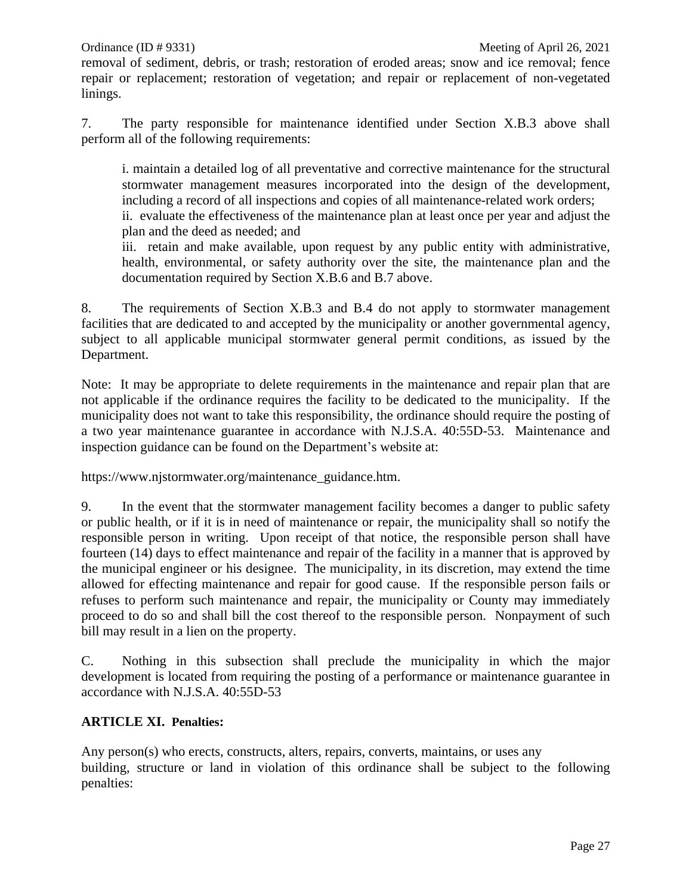removal of sediment, debris, or trash; restoration of eroded areas; snow and ice removal; fence repair or replacement; restoration of vegetation; and repair or replacement of non-vegetated linings.

7. The party responsible for maintenance identified under Section X.B.3 above shall perform all of the following requirements:

> i. maintain a detailed log of all preventative and corrective maintenance for the structural stormwater management measures incorporated into the design of the development, including a record of all inspections and copies of all maintenance-related work orders;
> ii. evaluate the effectiveness of the maintenance plan at least once per year and adjust the plan and the deed as needed; and
> iii. retain and make available, upon request by any public entity with administrative, health, environmental, or safety authority over the site, the maintenance plan and the documentation required by Section X.B.6 and B.7 above.

8. The requirements of Section X.B.3 and B.4 do not apply to stormwater management facilities that are dedicated to and accepted by the municipality or another governmental agency, subject to all applicable municipal stormwater general permit conditions, as issued by the Department.

Note: It may be appropriate to delete requirements in the maintenance and repair plan that are not applicable if the ordinance requires the facility to be dedicated to the municipality. If the municipality does not want to take this responsibility, the ordinance should require the posting of a two year maintenance guarantee in accordance with N.J.S.A. 40:55D-53. Maintenance and inspection guidance can be found on the Department's website at:

https://www.njstormwater.org/maintenance_guidance.htm.

9. In the event that the stormwater management facility becomes a danger to public safety or public health, or if it is in need of maintenance or repair, the municipality shall so notify the responsible person in writing. Upon receipt of that notice, the responsible person shall have fourteen (14) days to effect maintenance and repair of the facility in a manner that is approved by the municipal engineer or his designee. The municipality, in its discretion, may extend the time allowed for effecting maintenance and repair for good cause. If the responsible person fails or refuses to perform such maintenance and repair, the municipality or County may immediately proceed to do so and shall bill the cost thereof to the responsible person. Nonpayment of such bill may result in a lien on the property.

C. Nothing in this subsection shall preclude the municipality in which the major development is located from requiring the posting of a performance or maintenance guarantee in accordance with N.J.S.A. 40:55D-53

**ARTICLE XI. Penalties:**

Any person(s) who erects, constructs, alters, repairs, converts, maintains, or uses any building, structure or land in violation of this ordinance shall be subject to the following penalties: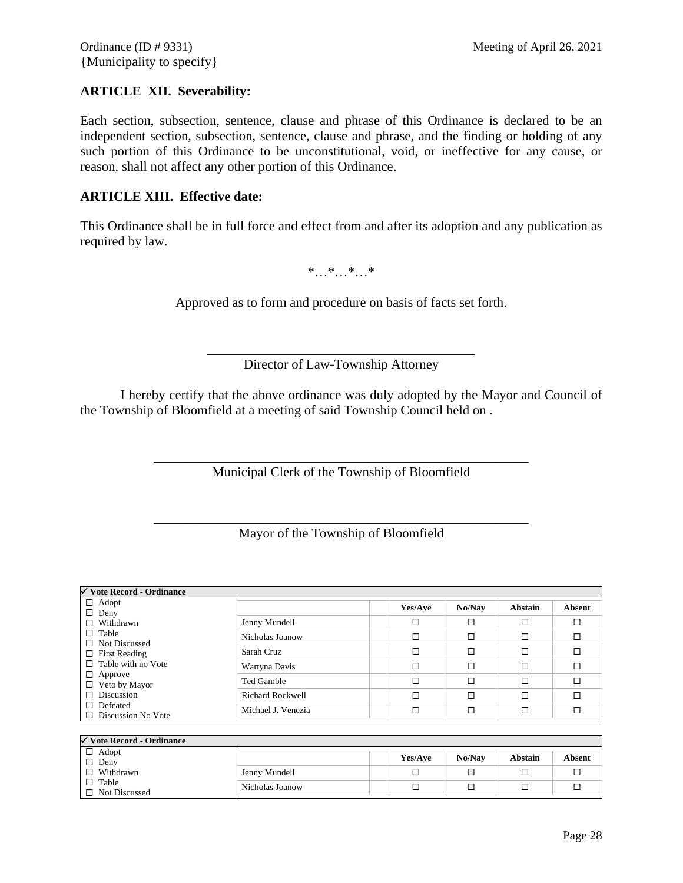Ordinance (ID # 9331)
{Municipality to specify}

Meeting of April 26, 2021

## ARTICLE XII. Severability:

Each section, subsection, sentence, clause and phrase of this Ordinance is declared to be an independent section, subsection, sentence, clause and phrase, and the finding or holding of any such portion of this Ordinance to be unconstitutional, void, or ineffective for any cause, or reason, shall not affect any other portion of this Ordinance.

## ARTICLE XIII. Effective date:

This Ordinance shall be in full force and effect from and after its adoption and any publication as required by law.

*…*…*…*

Approved as to form and procedure on basis of facts set forth.

\_\_\_\_\_\_\_\_\_\_\_\_\_\_\_\_\_\_\_\_\_\_\_\_\_\_\_\_\_\_\_\_\_\_\_\_\_\_\_\_
Director of Law-Township Attorney

I hereby certify that the above ordinance was duly adopted by the Mayor and Council of the Township of Bloomfield at a meeting of said Township Council held on .

\_\_\_\_\_\_\_\_\_\_\_\_\_\_\_\_\_\_\_\_\_\_\_\_\_\_\_\_\_\_\_\_\_\_\_\_\_\_\_\_\_\_\_\_\_\_\_\_\_\_\_\_\_\_
Municipal Clerk of the Township of Bloomfield

\_\_\_\_\_\_\_\_\_\_\_\_\_\_\_\_\_\_\_\_\_\_\_\_\_\_\_\_\_\_\_\_\_\_\_\_\_\_\_\_\_\_\_\_\_\_\_\_\_\_\_\_\_\_
Mayor of the Township of Bloomfield

**✔ Vote Record - Ordinance**

| | | | Yes/Aye | No/Nay | Abstain | Absent |
|---|---|---|---|---|---|---|
| ☐ Adopt<br>☐ Deny | | | | | | |
| ☐ Withdrawn | Jenny Mundell | | ☐ | ☐ | ☐ | ☐ |
| ☐ Table<br>☐ Not Discussed | Nicholas Joanow | | ☐ | ☐ | ☐ | ☐ |
| ☐ First Reading | Sarah Cruz | | ☐ | ☐ | ☐ | ☐ |
| ☐ Table with no Vote | Wartyna Davis | | ☐ | ☐ | ☐ | ☐ |
| ☐ Approve<br>☐ Veto by Mayor | Ted Gamble | | ☐ | ☐ | ☐ | ☐ |
| ☐ Discussion | Richard Rockwell | | ☐ | ☐ | ☐ | ☐ |
| ☐ Defeated<br>☐ Discussion No Vote | Michael J. Venezia | | ☐ | ☐ | ☐ | ☐ |

**✔ Vote Record - Ordinance**

| | | | Yes/Aye | No/Nay | Abstain | Absent |
|---|---|---|---|---|---|---|
| ☐ Adopt<br>☐ Deny | | | | | | |
| ☐ Withdrawn | Jenny Mundell | | ☐ | ☐ | ☐ | ☐ |
| ☐ Table<br>☐ Not Discussed | Nicholas Joanow | | ☐ | ☐ | ☐ | ☐ |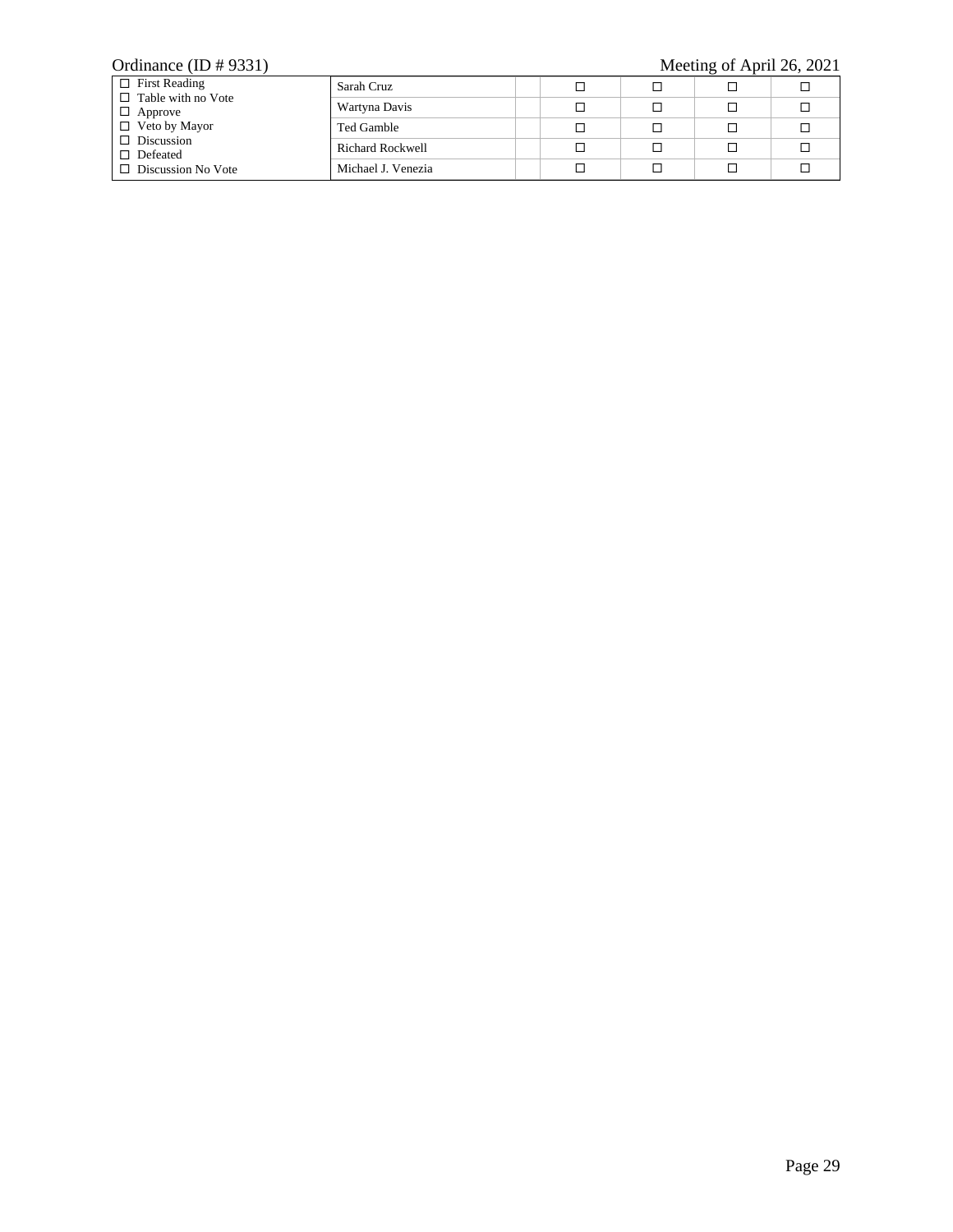Ordinance (ID # 9331) Meeting of April 26, 2021

| | | | | | | |
|---|---|---|---|---|---|---|
| ☐ First Reading<br>☐ Table with no Vote<br>☐ Approve<br>☐ Veto by Mayor<br>☐ Discussion<br>☐ Defeated<br>☐ Discussion No Vote | Sarah Cruz | | ☐ | ☐ | ☐ | ☐ |
| | Wartyna Davis | | ☐ | ☐ | ☐ | ☐ |
| | Ted Gamble | | ☐ | ☐ | ☐ | ☐ |
| | Richard Rockwell | | ☐ | ☐ | ☐ | ☐ |
| | Michael J. Venezia | | ☐ | ☐ | ☐ | ☐ |